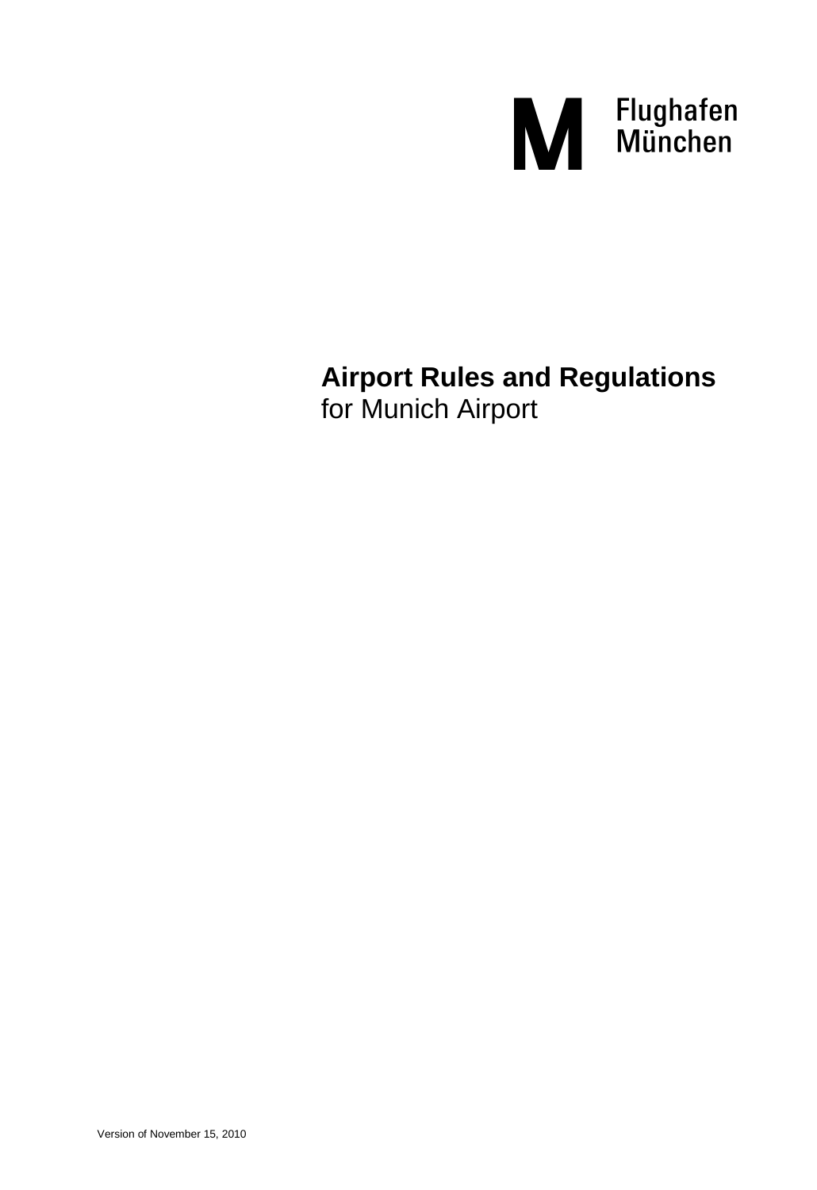Flughafen München

# Airport Rules and Regulations
for Munich Airport

Version of November 15, 2010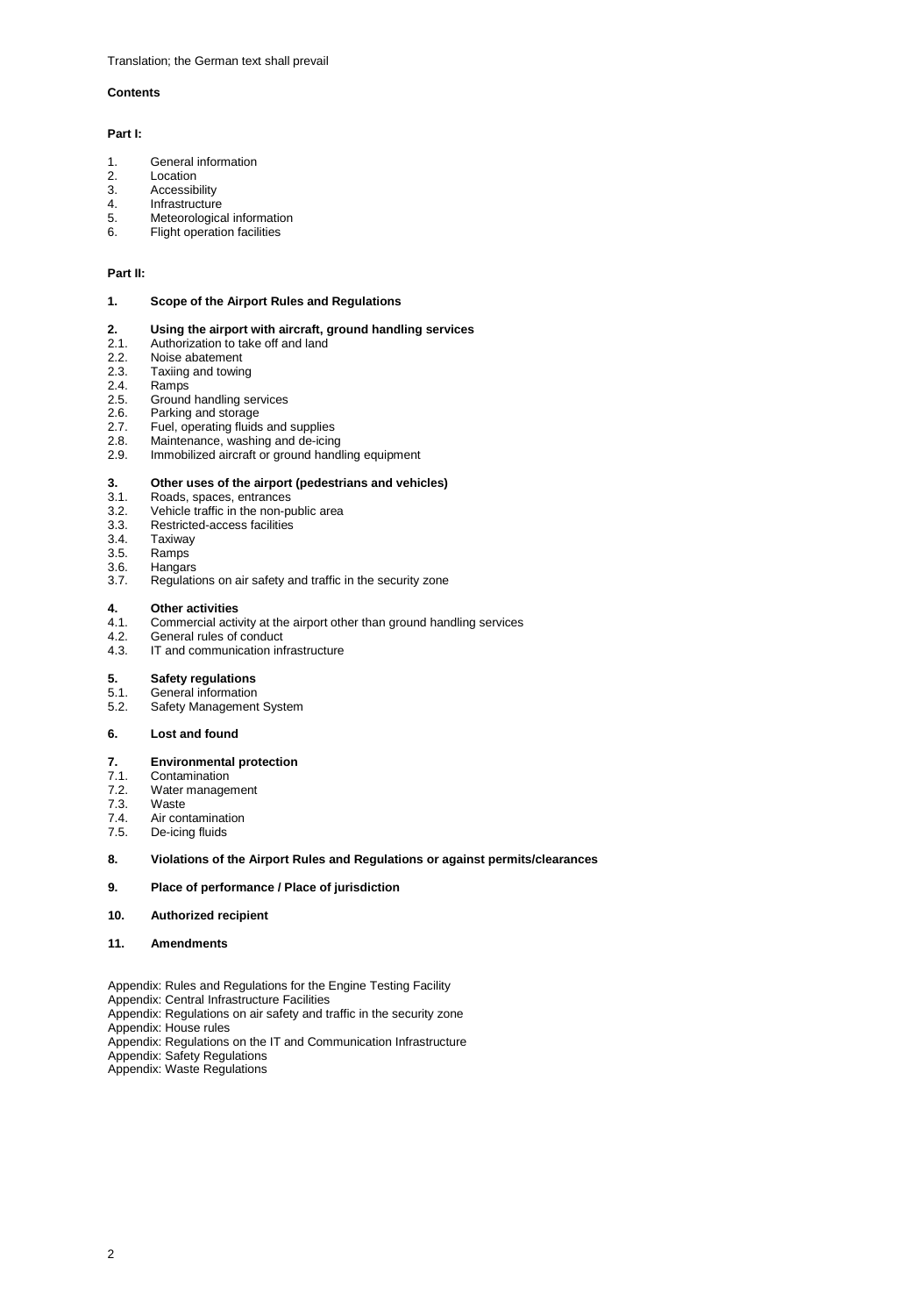Translation; the German text shall prevail

**Contents**

**Part I:**

1. General information
2. Location
3. Accessibility
4. Infrastructure
5. Meteorological information
6. Flight operation facilities

**Part II:**

**1. Scope of the Airport Rules and Regulations**

**2. Using the airport with aircraft, ground handling services**

2.1. Authorization to take off and land
2.2. Noise abatement
2.3. Taxiing and towing
2.4. Ramps
2.5. Ground handling services
2.6. Parking and storage
2.7. Fuel, operating fluids and supplies
2.8. Maintenance, washing and de-icing
2.9. Immobilized aircraft or ground handling equipment

**3. Other uses of the airport (pedestrians and vehicles)**

3.1. Roads, spaces, entrances
3.2. Vehicle traffic in the non-public area
3.3. Restricted-access facilities
3.4. Taxiway
3.5. Ramps
3.6. Hangars
3.7. Regulations on air safety and traffic in the security zone

**4. Other activities**

4.1. Commercial activity at the airport other than ground handling services
4.2. General rules of conduct
4.3. IT and communication infrastructure

**5. Safety regulations**

5.1. General information
5.2. Safety Management System

**6. Lost and found**

**7. Environmental protection**

7.1. Contamination
7.2. Water management
7.3. Waste
7.4. Air contamination
7.5. De-icing fluids

**8. Violations of the Airport Rules and Regulations or against permits/clearances**

**9. Place of performance / Place of jurisdiction**

**10. Authorized recipient**

**11. Amendments**

Appendix: Rules and Regulations for the Engine Testing Facility
Appendix: Central Infrastructure Facilities
Appendix: Regulations on air safety and traffic in the security zone
Appendix: House rules
Appendix: Regulations on the IT and Communication Infrastructure
Appendix: Safety Regulations
Appendix: Waste Regulations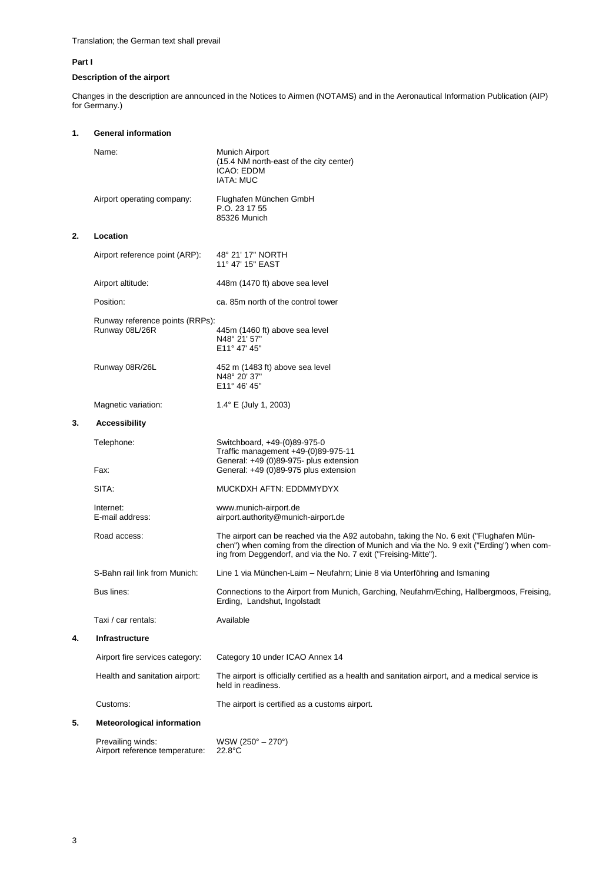Translation; the German text shall prevail

**Part I**

**Description of the airport**

Changes in the description are announced in the Notices to Airmen (NOTAMS) and in the Aeronautical Information Publication (AIP) for Germany.)

## 1. General information

| | |
|---|---|
| Name: | Munich Airport<br>(15.4 NM north-east of the city center)<br>ICAO: EDDM<br>IATA: MUC |
| Airport operating company: | Flughafen München GmbH<br>P.O. 23 17 55<br>85326 Munich |

## 2. Location

| | |
|---|---|
| Airport reference point (ARP): | 48° 21' 17" NORTH<br>11° 47' 15" EAST |
| Airport altitude: | 448m (1470 ft) above sea level |
| Position: | ca. 85m north of the control tower |
| Runway reference points (RRPs):<br>Runway 08L/26R | 445m (1460 ft) above sea level<br>N48° 21' 57"<br>E11° 47' 45" |
| Runway 08R/26L | 452 m (1483 ft) above sea level<br>N48° 20' 37"<br>E11° 46' 45" |
| Magnetic variation: | 1.4° E (July 1, 2003) |

## 3. Accessibility

| | |
|---|---|
| Telephone: | Switchboard, +49-(0)89-975-0<br>Traffic management +49-(0)89-975-11<br>General: +49 (0)89-975- plus extension |
| Fax: | General: +49 (0)89-975 plus extension |
| SITA: | MUCKDXH AFTN: EDDMMYDYX |
| Internet:<br>E-mail address: | www.munich-airport.de<br>airport.authority@munich-airport.de |
| Road access: | The airport can be reached via the A92 autobahn, taking the No. 6 exit ("Flughafen München") when coming from the direction of Munich and via the No. 9 exit ("Erding") when coming from Deggendorf, and via the No. 7 exit ("Freising-Mitte"). |
| S-Bahn rail link from Munich: | Line 1 via München-Laim – Neufahrn; Linie 8 via Unterföhring and Ismaning |
| Bus lines: | Connections to the Airport from Munich, Garching, Neufahrn/Eching, Hallbergmoos, Freising, Erding, Landshut, Ingolstadt |
| Taxi / car rentals: | Available |

## 4. Infrastructure

| | |
|---|---|
| Airport fire services category: | Category 10 under ICAO Annex 14 |
| Health and sanitation airport: | The airport is officially certified as a health and sanitation airport, and a medical service is held in readiness. |
| Customs: | The airport is certified as a customs airport. |

## 5. Meteorological information

| | |
|---|---|
| Prevailing winds: | WSW (250° – 270°) |
| Airport reference temperature: | 22.8°C |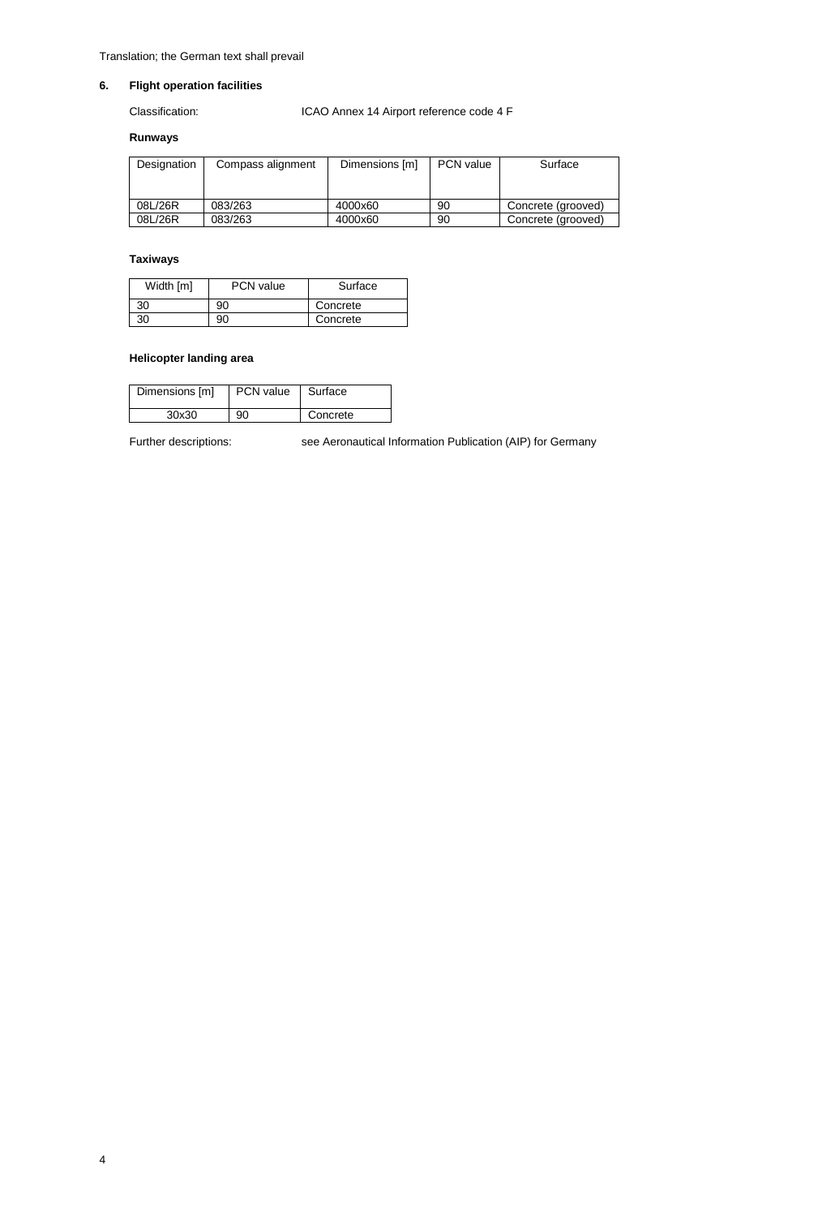Translation; the German text shall prevail

## 6. Flight operation facilities

Classification: ICAO Annex 14 Airport reference code 4 F

**Runways**

| Designation | Compass alignment | Dimensions [m] | PCN value | Surface |
|---|---|---|---|---|
| 08L/26R | 083/263 | 4000x60 | 90 | Concrete (grooved) |
| 08L/26R | 083/263 | 4000x60 | 90 | Concrete (grooved) |

**Taxiways**

| Width [m] | PCN value | Surface |
|---|---|---|
| 30 | 90 | Concrete |
| 30 | 90 | Concrete |

**Helicopter landing area**

| Dimensions [m] | PCN value | Surface |
|---|---|---|
| 30x30 | 90 | Concrete |

Further descriptions: see Aeronautical Information Publication (AIP) for Germany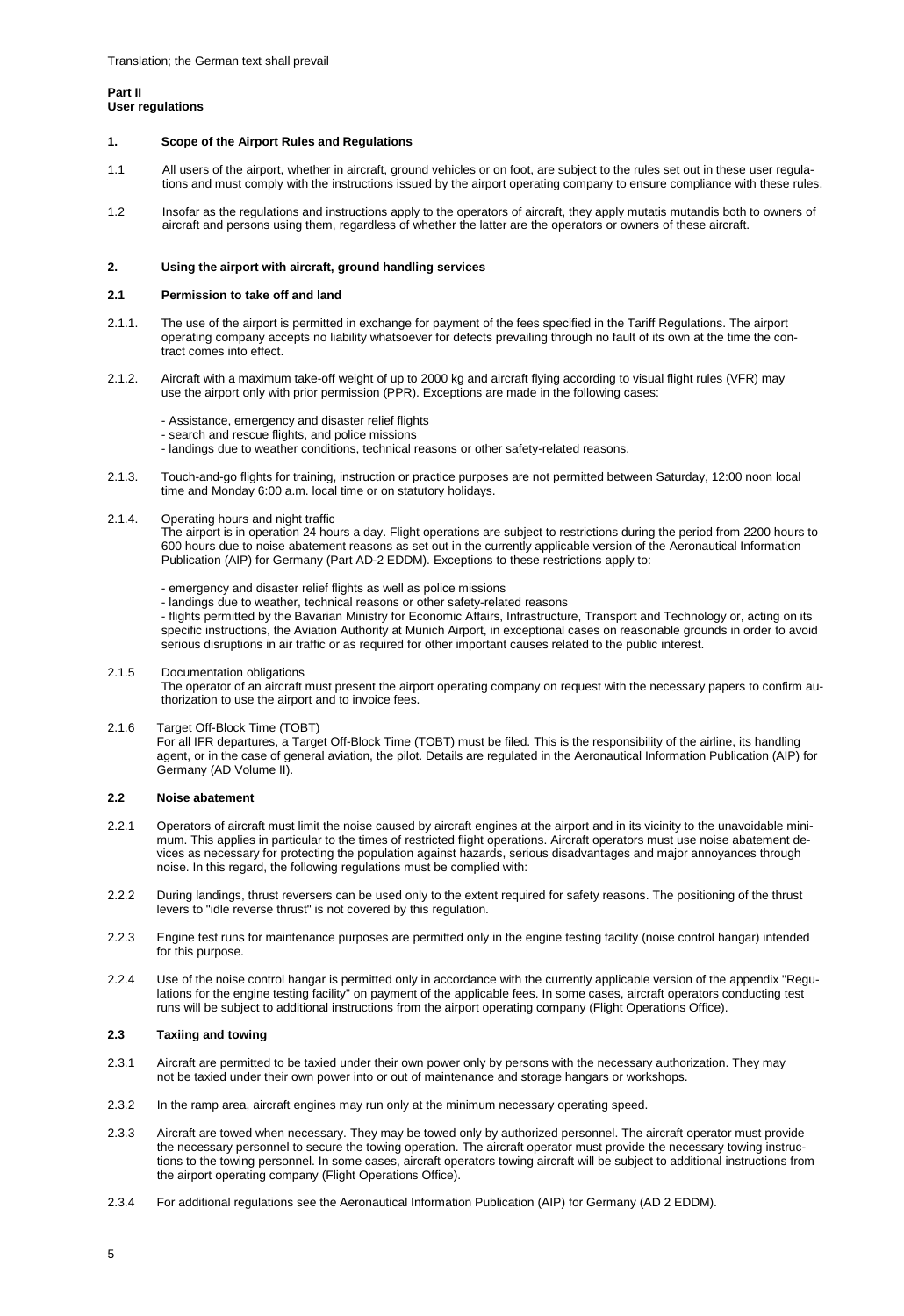Translation; the German text shall prevail

**Part II**
**User regulations**

## 1. Scope of the Airport Rules and Regulations

1.1 All users of the airport, whether in aircraft, ground vehicles or on foot, are subject to the rules set out in these user regulations and must comply with the instructions issued by the airport operating company to ensure compliance with these rules.

1.2 Insofar as the regulations and instructions apply to the operators of aircraft, they apply mutatis mutandis both to owners of aircraft and persons using them, regardless of whether the latter are the operators or owners of these aircraft.

## 2. Using the airport with aircraft, ground handling services

### 2.1 Permission to take off and land

2.1.1. The use of the airport is permitted in exchange for payment of the fees specified in the Tariff Regulations. The airport operating company accepts no liability whatsoever for defects prevailing through no fault of its own at the time the contract comes into effect.

2.1.2. Aircraft with a maximum take-off weight of up to 2000 kg and aircraft flying according to visual flight rules (VFR) may use the airport only with prior permission (PPR). Exceptions are made in the following cases:

- Assistance, emergency and disaster relief flights
- search and rescue flights, and police missions
- landings due to weather conditions, technical reasons or other safety-related reasons.

2.1.3. Touch-and-go flights for training, instruction or practice purposes are not permitted between Saturday, 12:00 noon local time and Monday 6:00 a.m. local time or on statutory holidays.

2.1.4. Operating hours and night traffic
The airport is in operation 24 hours a day. Flight operations are subject to restrictions during the period from 2200 hours to 600 hours due to noise abatement reasons as set out in the currently applicable version of the Aeronautical Information Publication (AIP) for Germany (Part AD-2 EDDM). Exceptions to these restrictions apply to:

- emergency and disaster relief flights as well as police missions
- landings due to weather, technical reasons or other safety-related reasons
- flights permitted by the Bavarian Ministry for Economic Affairs, Infrastructure, Transport and Technology or, acting on its specific instructions, the Aviation Authority at Munich Airport, in exceptional cases on reasonable grounds in order to avoid serious disruptions in air traffic or as required for other important causes related to the public interest.

2.1.5 Documentation obligations
The operator of an aircraft must present the airport operating company on request with the necessary papers to confirm authorization to use the airport and to invoice fees.

2.1.6 Target Off-Block Time (TOBT)
For all IFR departures, a Target Off-Block Time (TOBT) must be filed. This is the responsibility of the airline, its handling agent, or in the case of general aviation, the pilot. Details are regulated in the Aeronautical Information Publication (AIP) for Germany (AD Volume II).

### 2.2 Noise abatement

2.2.1 Operators of aircraft must limit the noise caused by aircraft engines at the airport and in its vicinity to the unavoidable minimum. This applies in particular to the times of restricted flight operations. Aircraft operators must use noise abatement devices as necessary for protecting the population against hazards, serious disadvantages and major annoyances through noise. In this regard, the following regulations must be complied with:

2.2.2 During landings, thrust reversers can be used only to the extent required for safety reasons. The positioning of the thrust levers to "idle reverse thrust" is not covered by this regulation.

2.2.3 Engine test runs for maintenance purposes are permitted only in the engine testing facility (noise control hangar) intended for this purpose.

2.2.4 Use of the noise control hangar is permitted only in accordance with the currently applicable version of the appendix "Regulations for the engine testing facility" on payment of the applicable fees. In some cases, aircraft operators conducting test runs will be subject to additional instructions from the airport operating company (Flight Operations Office).

### 2.3 Taxiing and towing

2.3.1 Aircraft are permitted to be taxied under their own power only by persons with the necessary authorization. They may not be taxied under their own power into or out of maintenance and storage hangars or workshops.

2.3.2 In the ramp area, aircraft engines may run only at the minimum necessary operating speed.

2.3.3 Aircraft are towed when necessary. They may be towed only by authorized personnel. The aircraft operator must provide the necessary personnel to secure the towing operation. The aircraft operator must provide the necessary towing instructions to the towing personnel. In some cases, aircraft operators towing aircraft will be subject to additional instructions from the airport operating company (Flight Operations Office).

2.3.4 For additional regulations see the Aeronautical Information Publication (AIP) for Germany (AD 2 EDDM).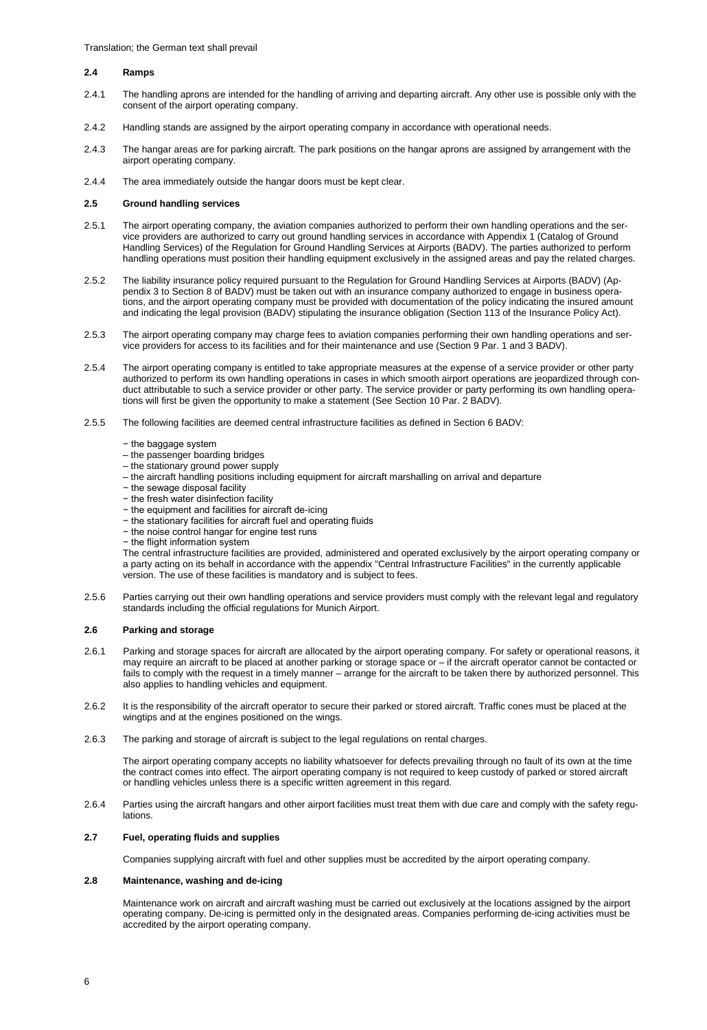Translation; the German text shall prevail

### 2.4 Ramps

2.4.1 The handling aprons are intended for the handling of arriving and departing aircraft. Any other use is possible only with the consent of the airport operating company.

2.4.2 Handling stands are assigned by the airport operating company in accordance with operational needs.

2.4.3 The hangar areas are for parking aircraft. The park positions on the hangar aprons are assigned by arrangement with the airport operating company.

2.4.4 The area immediately outside the hangar doors must be kept clear.

### 2.5 Ground handling services

2.5.1 The airport operating company, the aviation companies authorized to perform their own handling operations and the service providers are authorized to carry out ground handling services in accordance with Appendix 1 (Catalog of Ground Handling Services) of the Regulation for Ground Handling Services at Airports (BADV). The parties authorized to perform handling operations must position their handling equipment exclusively in the assigned areas and pay the related charges.

2.5.2 The liability insurance policy required pursuant to the Regulation for Ground Handling Services at Airports (BADV) (Appendix 3 to Section 8 of BADV) must be taken out with an insurance company authorized to engage in business operations, and the airport operating company must be provided with documentation of the policy indicating the insured amount and indicating the legal provision (BADV) stipulating the insurance obligation (Section 113 of the Insurance Policy Act).

2.5.3 The airport operating company may charge fees to aviation companies performing their own handling operations and service providers for access to its facilities and for their maintenance and use (Section 9 Par. 1 and 3 BADV).

2.5.4 The airport operating company is entitled to take appropriate measures at the expense of a service provider or other party authorized to perform its own handling operations in cases in which smooth airport operations are jeopardized through conduct attributable to such a service provider or other party. The service provider or party performing its own handling operations will first be given the opportunity to make a statement (See Section 10 Par. 2 BADV).

2.5.5 The following facilities are deemed central infrastructure facilities as defined in Section 6 BADV:

- the baggage system
- the passenger boarding bridges
- the stationary ground power supply
- the aircraft handling positions including equipment for aircraft marshalling on arrival and departure
- the sewage disposal facility
- the fresh water disinfection facility
- the equipment and facilities for aircraft de-icing
- the stationary facilities for aircraft fuel and operating fluids
- the noise control hangar for engine test runs
- the flight information system

The central infrastructure facilities are provided, administered and operated exclusively by the airport operating company or a party acting on its behalf in accordance with the appendix "Central Infrastructure Facilities" in the currently applicable version. The use of these facilities is mandatory and is subject to fees.

2.5.6 Parties carrying out their own handling operations and service providers must comply with the relevant legal and regulatory standards including the official regulations for Munich Airport.

### 2.6 Parking and storage

2.6.1 Parking and storage spaces for aircraft are allocated by the airport operating company. For safety or operational reasons, it may require an aircraft to be placed at another parking or storage space or – if the aircraft operator cannot be contacted or fails to comply with the request in a timely manner – arrange for the aircraft to be taken there by authorized personnel. This also applies to handling vehicles and equipment.

2.6.2 It is the responsibility of the aircraft operator to secure their parked or stored aircraft. Traffic cones must be placed at the wingtips and at the engines positioned on the wings.

2.6.3 The parking and storage of aircraft is subject to the legal regulations on rental charges.

The airport operating company accepts no liability whatsoever for defects prevailing through no fault of its own at the time the contract comes into effect. The airport operating company is not required to keep custody of parked or stored aircraft or handling vehicles unless there is a specific written agreement in this regard.

2.6.4 Parties using the aircraft hangars and other airport facilities must treat them with due care and comply with the safety regulations.

### 2.7 Fuel, operating fluids and supplies

Companies supplying aircraft with fuel and other supplies must be accredited by the airport operating company.

### 2.8 Maintenance, washing and de-icing

Maintenance work on aircraft and aircraft washing must be carried out exclusively at the locations assigned by the airport operating company. De-icing is permitted only in the designated areas. Companies performing de-icing activities must be accredited by the airport operating company.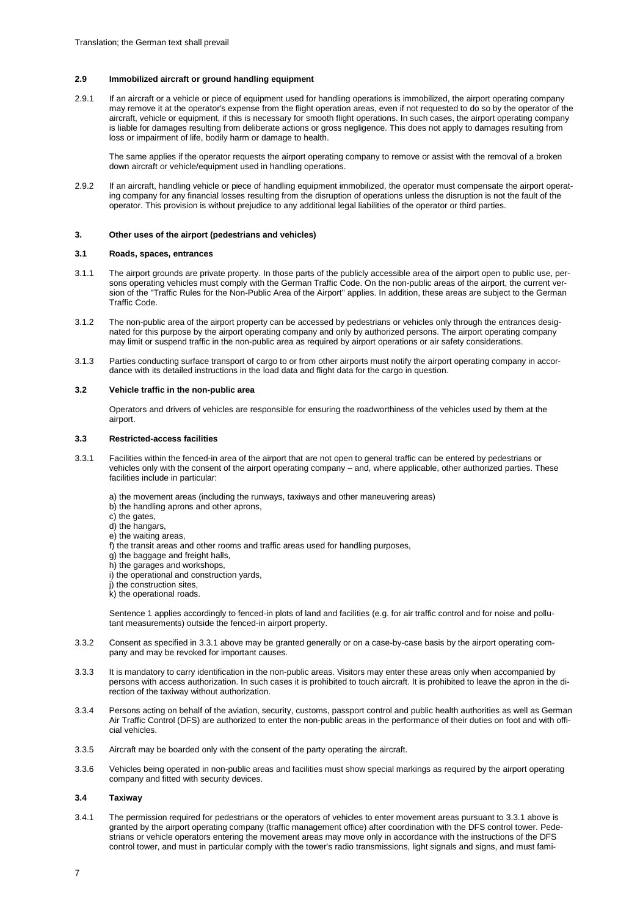#### 2.9 Immobilized aircraft or ground handling equipment

2.9.1 If an aircraft or a vehicle or piece of equipment used for handling operations is immobilized, the airport operating company may remove it at the operator's expense from the flight operation areas, even if not requested to do so by the operator of the aircraft, vehicle or equipment, if this is necessary for smooth flight operations. In such cases, the airport operating company is liable for damages resulting from deliberate actions or gross negligence. This does not apply to damages resulting from loss or impairment of life, bodily harm or damage to health.

The same applies if the operator requests the airport operating company to remove or assist with the removal of a broken down aircraft or vehicle/equipment used in handling operations.

2.9.2 If an aircraft, handling vehicle or piece of handling equipment immobilized, the operator must compensate the airport operating company for any financial losses resulting from the disruption of operations unless the disruption is not the fault of the operator. This provision is without prejudice to any additional legal liabilities of the operator or third parties.

### 3. Other uses of the airport (pedestrians and vehicles)

#### 3.1 Roads, spaces, entrances

3.1.1 The airport grounds are private property. In those parts of the publicly accessible area of the airport open to public use, persons operating vehicles must comply with the German Traffic Code. On the non-public areas of the airport, the current version of the "Traffic Rules for the Non-Public Area of the Airport" applies. In addition, these areas are subject to the German Traffic Code.

3.1.2 The non-public area of the airport property can be accessed by pedestrians or vehicles only through the entrances designated for this purpose by the airport operating company and only by authorized persons. The airport operating company may limit or suspend traffic in the non-public area as required by airport operations or air safety considerations.

3.1.3 Parties conducting surface transport of cargo to or from other airports must notify the airport operating company in accordance with its detailed instructions in the load data and flight data for the cargo in question.

#### 3.2 Vehicle traffic in the non-public area

Operators and drivers of vehicles are responsible for ensuring the roadworthiness of the vehicles used by them at the airport.

#### 3.3 Restricted-access facilities

3.3.1 Facilities within the fenced-in area of the airport that are not open to general traffic can be entered by pedestrians or vehicles only with the consent of the airport operating company – and, where applicable, other authorized parties. These facilities include in particular:

a) the movement areas (including the runways, taxiways and other maneuvering areas)
b) the handling aprons and other aprons,
c) the gates,
d) the hangars,
e) the waiting areas,
f) the transit areas and other rooms and traffic areas used for handling purposes,
g) the baggage and freight halls,
h) the garages and workshops,
i) the operational and construction yards,
j) the construction sites,
k) the operational roads.

Sentence 1 applies accordingly to fenced-in plots of land and facilities (e.g. for air traffic control and for noise and pollutant measurements) outside the fenced-in airport property.

3.3.2 Consent as specified in 3.3.1 above may be granted generally or on a case-by-case basis by the airport operating company and may be revoked for important causes.

3.3.3 It is mandatory to carry identification in the non-public areas. Visitors may enter these areas only when accompanied by persons with access authorization. In such cases it is prohibited to touch aircraft. It is prohibited to leave the apron in the direction of the taxiway without authorization.

3.3.4 Persons acting on behalf of the aviation, security, customs, passport control and public health authorities as well as German Air Traffic Control (DFS) are authorized to enter the non-public areas in the performance of their duties on foot and with official vehicles.

3.3.5 Aircraft may be boarded only with the consent of the party operating the aircraft.

3.3.6 Vehicles being operated in non-public areas and facilities must show special markings as required by the airport operating company and fitted with security devices.

#### 3.4 Taxiway

3.4.1 The permission required for pedestrians or the operators of vehicles to enter movement areas pursuant to 3.3.1 above is granted by the airport operating company (traffic management office) after coordination with the DFS control tower. Pedestrians or vehicle operators entering the movement areas may move only in accordance with the instructions of the DFS control tower, and must in particular comply with the tower's radio transmissions, light signals and signs, and must fami-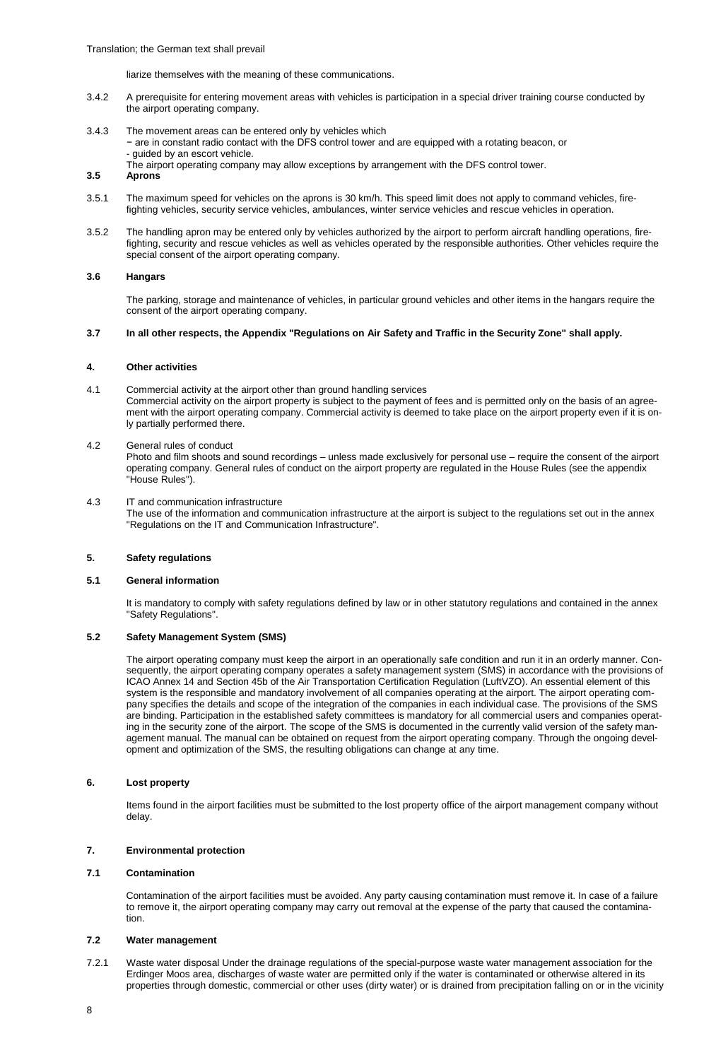liarize themselves with the meaning of these communications.

3.4.2 A prerequisite for entering movement areas with vehicles is participation in a special driver training course conducted by the airport operating company.

3.4.3 The movement areas can be entered only by vehicles which
− are in constant radio contact with the DFS control tower and are equipped with a rotating beacon, or
- guided by an escort vehicle.
The airport operating company may allow exceptions by arrangement with the DFS control tower.

### 3.5 Aprons

3.5.1 The maximum speed for vehicles on the aprons is 30 km/h. This speed limit does not apply to command vehicles, fire-fighting vehicles, security service vehicles, ambulances, winter service vehicles and rescue vehicles in operation.

3.5.2 The handling apron may be entered only by vehicles authorized by the airport to perform aircraft handling operations, fire-fighting, security and rescue vehicles as well as vehicles operated by the responsible authorities. Other vehicles require the special consent of the airport operating company.

### 3.6 Hangars

The parking, storage and maintenance of vehicles, in particular ground vehicles and other items in the hangars require the consent of the airport operating company.

### 3.7 In all other respects, the Appendix "Regulations on Air Safety and Traffic in the Security Zone" shall apply.

## 4. Other activities

4.1 Commercial activity at the airport other than ground handling services
Commercial activity on the airport property is subject to the payment of fees and is permitted only on the basis of an agreement with the airport operating company. Commercial activity is deemed to take place on the airport property even if it is only partially performed there.

4.2 General rules of conduct
Photo and film shoots and sound recordings – unless made exclusively for personal use – require the consent of the airport operating company. General rules of conduct on the airport property are regulated in the House Rules (see the appendix "House Rules").

4.3 IT and communication infrastructure
The use of the information and communication infrastructure at the airport is subject to the regulations set out in the annex "Regulations on the IT and Communication Infrastructure".

## 5. Safety regulations

### 5.1 General information

It is mandatory to comply with safety regulations defined by law or in other statutory regulations and contained in the annex "Safety Regulations".

### 5.2 Safety Management System (SMS)

The airport operating company must keep the airport in an operationally safe condition and run it in an orderly manner. Consequently, the airport operating company operates a safety management system (SMS) in accordance with the provisions of ICAO Annex 14 and Section 45b of the Air Transportation Certification Regulation (LuftVZO). An essential element of this system is the responsible and mandatory involvement of all companies operating at the airport. The airport operating company specifies the details and scope of the integration of the companies in each individual case. The provisions of the SMS are binding. Participation in the established safety committees is mandatory for all commercial users and companies operating in the security zone of the airport. The scope of the SMS is documented in the currently valid version of the safety management manual. The manual can be obtained on request from the airport operating company. Through the ongoing development and optimization of the SMS, the resulting obligations can change at any time.

## 6. Lost property

Items found in the airport facilities must be submitted to the lost property office of the airport management company without delay.

## 7. Environmental protection

### 7.1 Contamination

Contamination of the airport facilities must be avoided. Any party causing contamination must remove it. In case of a failure to remove it, the airport operating company may carry out removal at the expense of the party that caused the contamination.

### 7.2 Water management

7.2.1 Waste water disposal Under the drainage regulations of the special-purpose waste water management association for the Erdinger Moos area, discharges of waste water are permitted only if the water is contaminated or otherwise altered in its properties through domestic, commercial or other uses (dirty water) or is drained from precipitation falling on or in the vicinity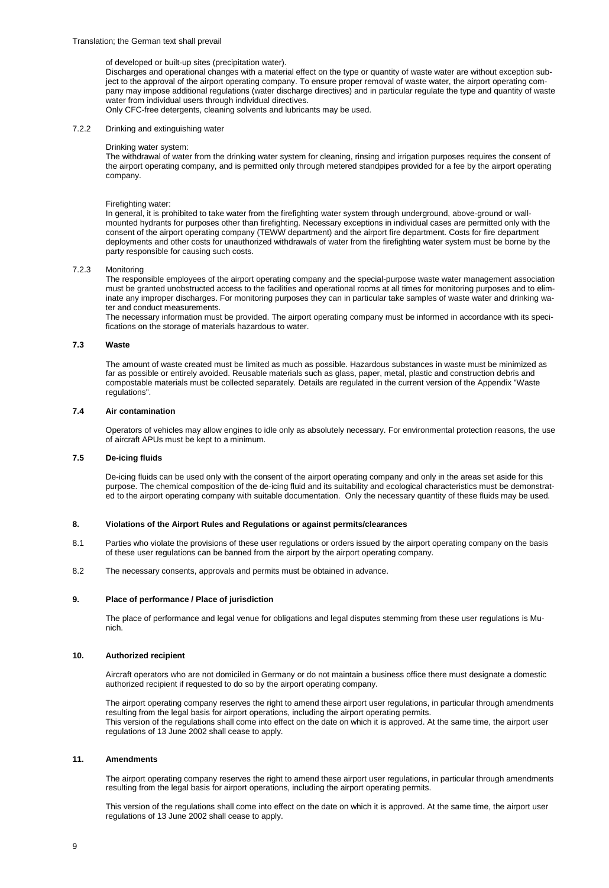of developed or built-up sites (precipitation water).

Discharges and operational changes with a material effect on the type or quantity of waste water are without exception subject to the approval of the airport operating company. To ensure proper removal of waste water, the airport operating company may impose additional regulations (water discharge directives) and in particular regulate the type and quantity of waste water from individual users through individual directives.

Only CFC-free detergents, cleaning solvents and lubricants may be used.

7.2.2 Drinking and extinguishing water

Drinking water system:

The withdrawal of water from the drinking water system for cleaning, rinsing and irrigation purposes requires the consent of the airport operating company, and is permitted only through metered standpipes provided for a fee by the airport operating company.

Firefighting water:

In general, it is prohibited to take water from the firefighting water system through underground, above-ground or wall-mounted hydrants for purposes other than firefighting. Necessary exceptions in individual cases are permitted only with the consent of the airport operating company (TEWW department) and the airport fire department. Costs for fire department deployments and other costs for unauthorized withdrawals of water from the firefighting water system must be borne by the party responsible for causing such costs.

7.2.3 Monitoring

The responsible employees of the airport operating company and the special-purpose waste water management association must be granted unobstructed access to the facilities and operational rooms at all times for monitoring purposes and to eliminate any improper discharges. For monitoring purposes they can in particular take samples of waste water and drinking water and conduct measurements.

The necessary information must be provided. The airport operating company must be informed in accordance with its specifications on the storage of materials hazardous to water.

### 7.3 Waste

The amount of waste created must be limited as much as possible. Hazardous substances in waste must be minimized as far as possible or entirely avoided. Reusable materials such as glass, paper, metal, plastic and construction debris and compostable materials must be collected separately. Details are regulated in the current version of the Appendix "Waste regulations".

### 7.4 Air contamination

Operators of vehicles may allow engines to idle only as absolutely necessary. For environmental protection reasons, the use of aircraft APUs must be kept to a minimum.

### 7.5 De-icing fluids

De-icing fluids can be used only with the consent of the airport operating company and only in the areas set aside for this purpose. The chemical composition of the de-icing fluid and its suitability and ecological characteristics must be demonstrated to the airport operating company with suitable documentation. Only the necessary quantity of these fluids may be used.

## 8. Violations of the Airport Rules and Regulations or against permits/clearances

8.1 Parties who violate the provisions of these user regulations or orders issued by the airport operating company on the basis of these user regulations can be banned from the airport by the airport operating company.

8.2 The necessary consents, approvals and permits must be obtained in advance.

## 9. Place of performance / Place of jurisdiction

The place of performance and legal venue for obligations and legal disputes stemming from these user regulations is Munich.

## 10. Authorized recipient

Aircraft operators who are not domiciled in Germany or do not maintain a business office there must designate a domestic authorized recipient if requested to do so by the airport operating company.

The airport operating company reserves the right to amend these airport user regulations, in particular through amendments resulting from the legal basis for airport operations, including the airport operating permits.

This version of the regulations shall come into effect on the date on which it is approved. At the same time, the airport user regulations of 13 June 2002 shall cease to apply.

## 11. Amendments

The airport operating company reserves the right to amend these airport user regulations, in particular through amendments resulting from the legal basis for airport operations, including the airport operating permits.

This version of the regulations shall come into effect on the date on which it is approved. At the same time, the airport user regulations of 13 June 2002 shall cease to apply.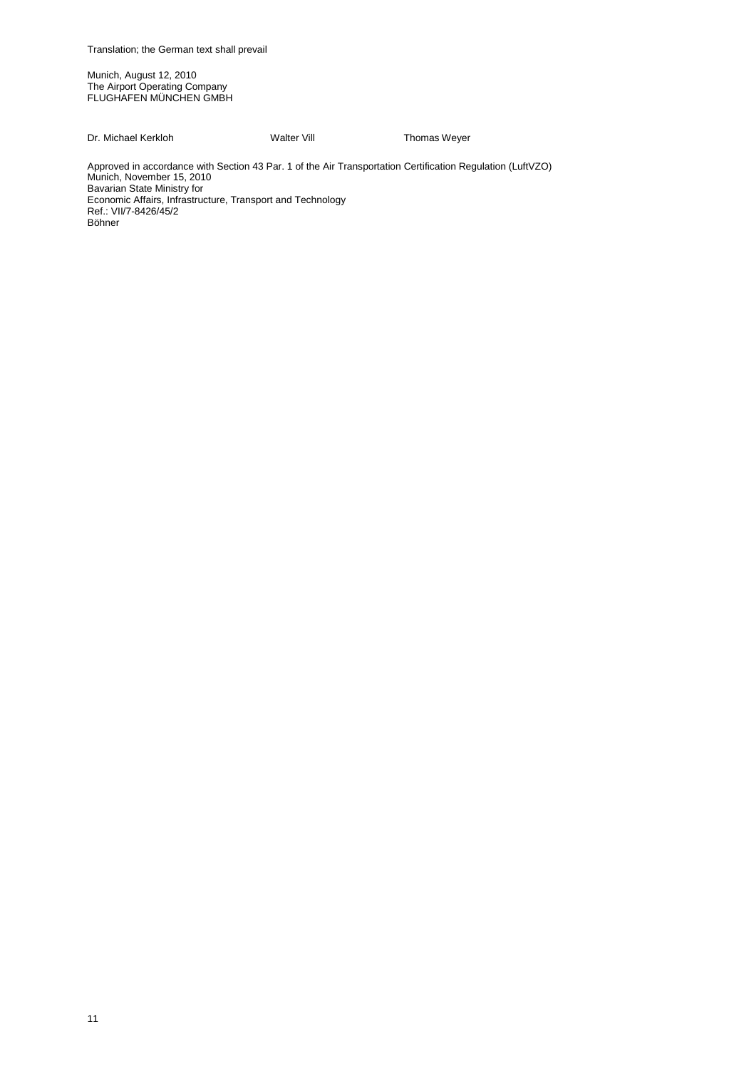Translation; the German text shall prevail

Munich, August 12, 2010
The Airport Operating Company
FLUGHAFEN MÜNCHEN GMBH

Dr. Michael Kerkloh  Walter Vill  Thomas Weyer

Approved in accordance with Section 43 Par. 1 of the Air Transportation Certification Regulation (LuftVZO)
Munich, November 15, 2010
Bavarian State Ministry for
Economic Affairs, Infrastructure, Transport and Technology
Ref.: VII/7-8426/45/2
Böhner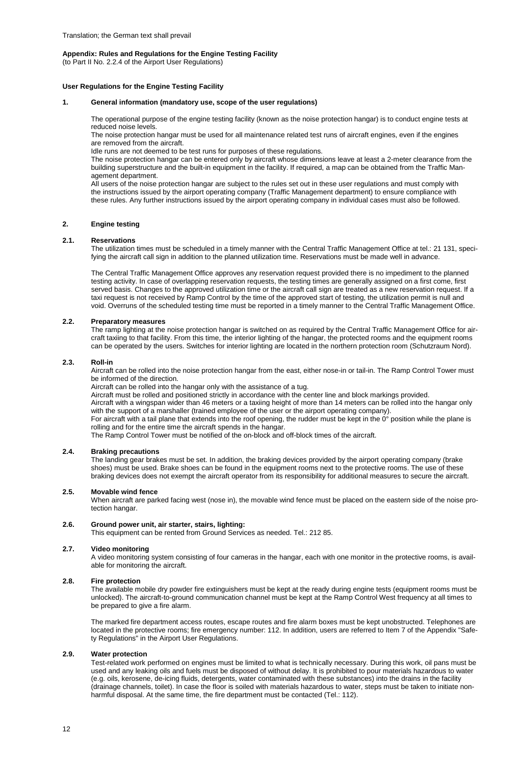Translation; the German text shall prevail

**Appendix: Rules and Regulations for the Engine Testing Facility**
(to Part II No. 2.2.4 of the Airport User Regulations)

**User Regulations for the Engine Testing Facility**

## 1. General information (mandatory use, scope of the user regulations)

The operational purpose of the engine testing facility (known as the noise protection hangar) is to conduct engine tests at reduced noise levels.
The noise protection hangar must be used for all maintenance related test runs of aircraft engines, even if the engines are removed from the aircraft.
Idle runs are not deemed to be test runs for purposes of these regulations.
The noise protection hangar can be entered only by aircraft whose dimensions leave at least a 2-meter clearance from the building superstructure and the built-in equipment in the facility. If required, a map can be obtained from the Traffic Management department.
All users of the noise protection hangar are subject to the rules set out in these user regulations and must comply with the instructions issued by the airport operating company (Traffic Management department) to ensure compliance with these rules. Any further instructions issued by the airport operating company in individual cases must also be followed.

## 2. Engine testing

### 2.1. Reservations

The utilization times must be scheduled in a timely manner with the Central Traffic Management Office at tel.: 21 131, specifying the aircraft call sign in addition to the planned utilization time. Reservations must be made well in advance.

The Central Traffic Management Office approves any reservation request provided there is no impediment to the planned testing activity. In case of overlapping reservation requests, the testing times are generally assigned on a first come, first served basis. Changes to the approved utilization time or the aircraft call sign are treated as a new reservation request. If a taxi request is not received by Ramp Control by the time of the approved start of testing, the utilization permit is null and void. Overruns of the scheduled testing time must be reported in a timely manner to the Central Traffic Management Office.

### 2.2. Preparatory measures

The ramp lighting at the noise protection hangar is switched on as required by the Central Traffic Management Office for aircraft taxiing to that facility. From this time, the interior lighting of the hangar, the protected rooms and the equipment rooms can be operated by the users. Switches for interior lighting are located in the northern protection room (Schutzraum Nord).

### 2.3. Roll-in

Aircraft can be rolled into the noise protection hangar from the east, either nose-in or tail-in. The Ramp Control Tower must be informed of the direction.
Aircraft can be rolled into the hangar only with the assistance of a tug.
Aircraft must be rolled and positioned strictly in accordance with the center line and block markings provided.
Aircraft with a wingspan wider than 46 meters or a taxiing height of more than 14 meters can be rolled into the hangar only with the support of a marshaller (trained employee of the user or the airport operating company).
For aircraft with a tail plane that extends into the roof opening, the rudder must be kept in the 0° position while the plane is rolling and for the entire time the aircraft spends in the hangar.
The Ramp Control Tower must be notified of the on-block and off-block times of the aircraft.

### 2.4. Braking precautions

The landing gear brakes must be set. In addition, the braking devices provided by the airport operating company (brake shoes) must be used. Brake shoes can be found in the equipment rooms next to the protective rooms. The use of these braking devices does not exempt the aircraft operator from its responsibility for additional measures to secure the aircraft.

### 2.5. Movable wind fence

When aircraft are parked facing west (nose in), the movable wind fence must be placed on the eastern side of the noise protection hangar.

### 2.6. Ground power unit, air starter, stairs, lighting:

This equipment can be rented from Ground Services as needed. Tel.: 212 85.

### 2.7. Video monitoring

A video monitoring system consisting of four cameras in the hangar, each with one monitor in the protective rooms, is available for monitoring the aircraft.

### 2.8. Fire protection

The available mobile dry powder fire extinguishers must be kept at the ready during engine tests (equipment rooms must be unlocked). The aircraft-to-ground communication channel must be kept at the Ramp Control West frequency at all times to be prepared to give a fire alarm.

The marked fire department access routes, escape routes and fire alarm boxes must be kept unobstructed. Telephones are located in the protective rooms; fire emergency number: 112. In addition, users are referred to Item 7 of the Appendix "Safety Regulations" in the Airport User Regulations.

### 2.9. Water protection

Test-related work performed on engines must be limited to what is technically necessary. During this work, oil pans must be used and any leaking oils and fuels must be disposed of without delay. It is prohibited to pour materials hazardous to water (e.g. oils, kerosene, de-icing fluids, detergents, water contaminated with these substances) into the drains in the facility (drainage channels, toilet). In case the floor is soiled with materials hazardous to water, steps must be taken to initiate non-harmful disposal. At the same time, the fire department must be contacted (Tel.: 112).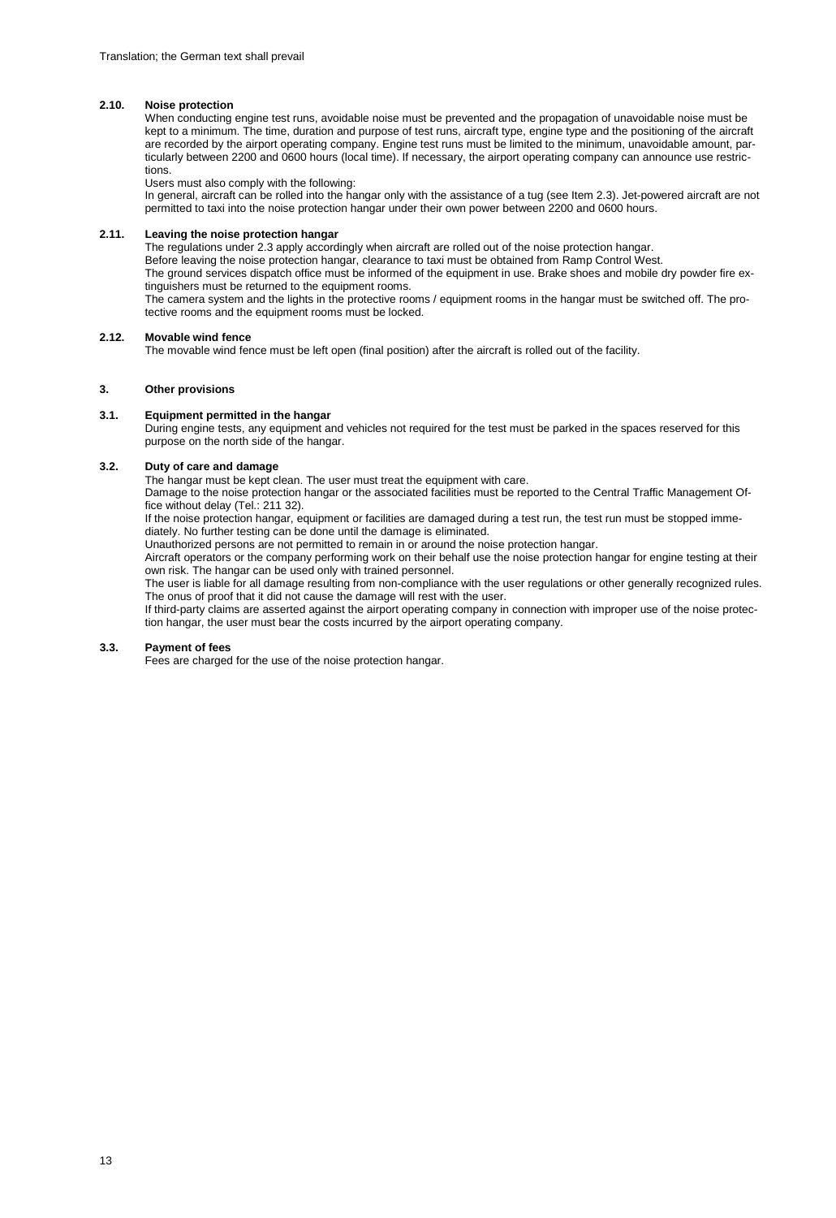### 2.10. Noise protection

When conducting engine test runs, avoidable noise must be prevented and the propagation of unavoidable noise must be kept to a minimum. The time, duration and purpose of test runs, aircraft type, engine type and the positioning of the aircraft are recorded by the airport operating company. Engine test runs must be limited to the minimum, unavoidable amount, particularly between 2200 and 0600 hours (local time). If necessary, the airport operating company can announce use restrictions.

Users must also comply with the following:

In general, aircraft can be rolled into the hangar only with the assistance of a tug (see Item 2.3). Jet-powered aircraft are not permitted to taxi into the noise protection hangar under their own power between 2200 and 0600 hours.

### 2.11. Leaving the noise protection hangar

The regulations under 2.3 apply accordingly when aircraft are rolled out of the noise protection hangar.

Before leaving the noise protection hangar, clearance to taxi must be obtained from Ramp Control West.

The ground services dispatch office must be informed of the equipment in use. Brake shoes and mobile dry powder fire extinguishers must be returned to the equipment rooms.

The camera system and the lights in the protective rooms / equipment rooms in the hangar must be switched off. The protective rooms and the equipment rooms must be locked.

### 2.12. Movable wind fence

The movable wind fence must be left open (final position) after the aircraft is rolled out of the facility.

## 3. Other provisions

### 3.1. Equipment permitted in the hangar

During engine tests, any equipment and vehicles not required for the test must be parked in the spaces reserved for this purpose on the north side of the hangar.

### 3.2. Duty of care and damage

The hangar must be kept clean. The user must treat the equipment with care.

Damage to the noise protection hangar or the associated facilities must be reported to the Central Traffic Management Office without delay (Tel.: 211 32).

If the noise protection hangar, equipment or facilities are damaged during a test run, the test run must be stopped immediately. No further testing can be done until the damage is eliminated.

Unauthorized persons are not permitted to remain in or around the noise protection hangar.

Aircraft operators or the company performing work on their behalf use the noise protection hangar for engine testing at their own risk. The hangar can be used only with trained personnel.

The user is liable for all damage resulting from non-compliance with the user regulations or other generally recognized rules. The onus of proof that it did not cause the damage will rest with the user.

If third-party claims are asserted against the airport operating company in connection with improper use of the noise protection hangar, the user must bear the costs incurred by the airport operating company.

### 3.3. Payment of fees

Fees are charged for the use of the noise protection hangar.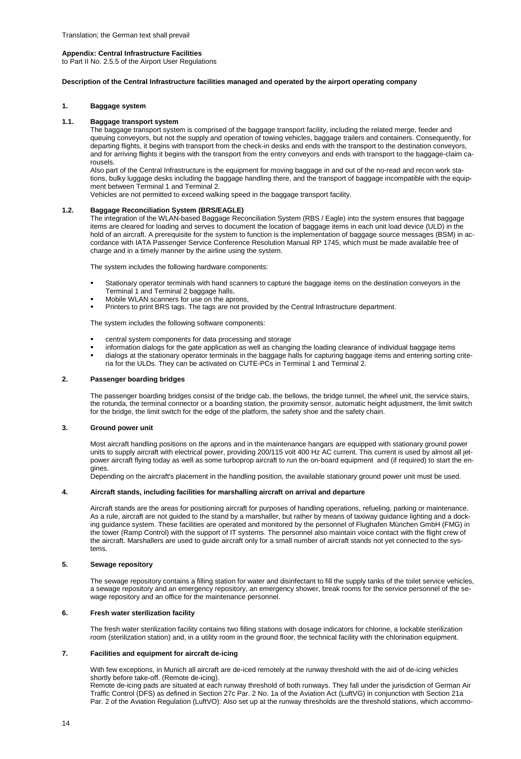Translation; the German text shall prevail

**Appendix: Central Infrastructure Facilities**
to Part II No. 2.5.5 of the Airport User Regulations

**Description of the Central Infrastructure facilities managed and operated by the airport operating company**

## 1. Baggage system

### 1.1. Baggage transport system

The baggage transport system is comprised of the baggage transport facility, including the related merge, feeder and queuing conveyors, but not the supply and operation of towing vehicles, baggage trailers and containers. Consequently, for departing flights, it begins with transport from the check-in desks and ends with the transport to the destination conveyors, and for arriving flights it begins with the transport from the entry conveyors and ends with transport to the baggage-claim carousels.

Also part of the Central Infrastructure is the equipment for moving baggage in and out of the no-read and recon work stations, bulky luggage desks including the baggage handling there, and the transport of baggage incompatible with the equipment between Terminal 1 and Terminal 2.

Vehicles are not permitted to exceed walking speed in the baggage transport facility.

### 1.2. Baggage Reconciliation System (BRS/EAGLE)

The integration of the WLAN-based Baggage Reconciliation System (RBS / Eagle) into the system ensures that baggage items are cleared for loading and serves to document the location of baggage items in each unit load device (ULD) in the hold of an aircraft. A prerequisite for the system to function is the implementation of baggage source messages (BSM) in accordance with IATA Passenger Service Conference Resolution Manual RP 1745, which must be made available free of charge and in a timely manner by the airline using the system.

The system includes the following hardware components:

- Stationary operator terminals with hand scanners to capture the baggage items on the destination conveyors in the Terminal 1 and Terminal 2 baggage halls,
- Mobile WLAN scanners for use on the aprons,
- Printers to print BRS tags. The tags are not provided by the Central Infrastructure department.

The system includes the following software components:

- central system components for data processing and storage
- information dialogs for the gate application as well as changing the loading clearance of individual baggage items
- dialogs at the stationary operator terminals in the baggage halls for capturing baggage items and entering sorting criteria for the ULDs. They can be activated on CUTE-PCs in Terminal 1 and Terminal 2.

## 2. Passenger boarding bridges

The passenger boarding bridges consist of the bridge cab, the bellows, the bridge tunnel, the wheel unit, the service stairs, the rotunda, the terminal connector or a boarding station, the proximity sensor, automatic height adjustment, the limit switch for the bridge, the limit switch for the edge of the platform, the safety shoe and the safety chain.

## 3. Ground power unit

Most aircraft handling positions on the aprons and in the maintenance hangars are equipped with stationary ground power units to supply aircraft with electrical power, providing 200/115 volt 400 Hz AC current. This current is used by almost all jet-power aircraft flying today as well as some turboprop aircraft to run the on-board equipment and (if required) to start the engines.

Depending on the aircraft's placement in the handling position, the available stationary ground power unit must be used.

## 4. Aircraft stands, including facilities for marshalling aircraft on arrival and departure

Aircraft stands are the areas for positioning aircraft for purposes of handling operations, refueling, parking or maintenance. As a rule, aircraft are not guided to the stand by a marshaller, but rather by means of taxiway guidance lighting and a docking guidance system. These facilities are operated and monitored by the personnel of Flughafen München GmbH (FMG) in the tower (Ramp Control) with the support of IT systems. The personnel also maintain voice contact with the flight crew of the aircraft. Marshallers are used to guide aircraft only for a small number of aircraft stands not yet connected to the systems.

## 5. Sewage repository

The sewage repository contains a filling station for water and disinfectant to fill the supply tanks of the toilet service vehicles, a sewage repository and an emergency repository, an emergency shower, break rooms for the service personnel of the sewage repository and an office for the maintenance personnel.

## 6. Fresh water sterilization facility

The fresh water sterilization facility contains two filling stations with dosage indicators for chlorine, a lockable sterilization room (sterilization station) and, in a utility room in the ground floor, the technical facility with the chlorination equipment.

## 7. Facilities and equipment for aircraft de-icing

With few exceptions, in Munich all aircraft are de-iced remotely at the runway threshold with the aid of de-icing vehicles shortly before take-off. (Remote de-icing).

Remote de-icing pads are situated at each runway threshold of both runways. They fall under the jurisdiction of German Air Traffic Control (DFS) as defined in Section 27c Par. 2 No. 1a of the Aviation Act (LuftVG) in conjunction with Section 21a Par. 2 of the Aviation Regulation (LuftVO): Also set up at the runway thresholds are the threshold stations, which accommo-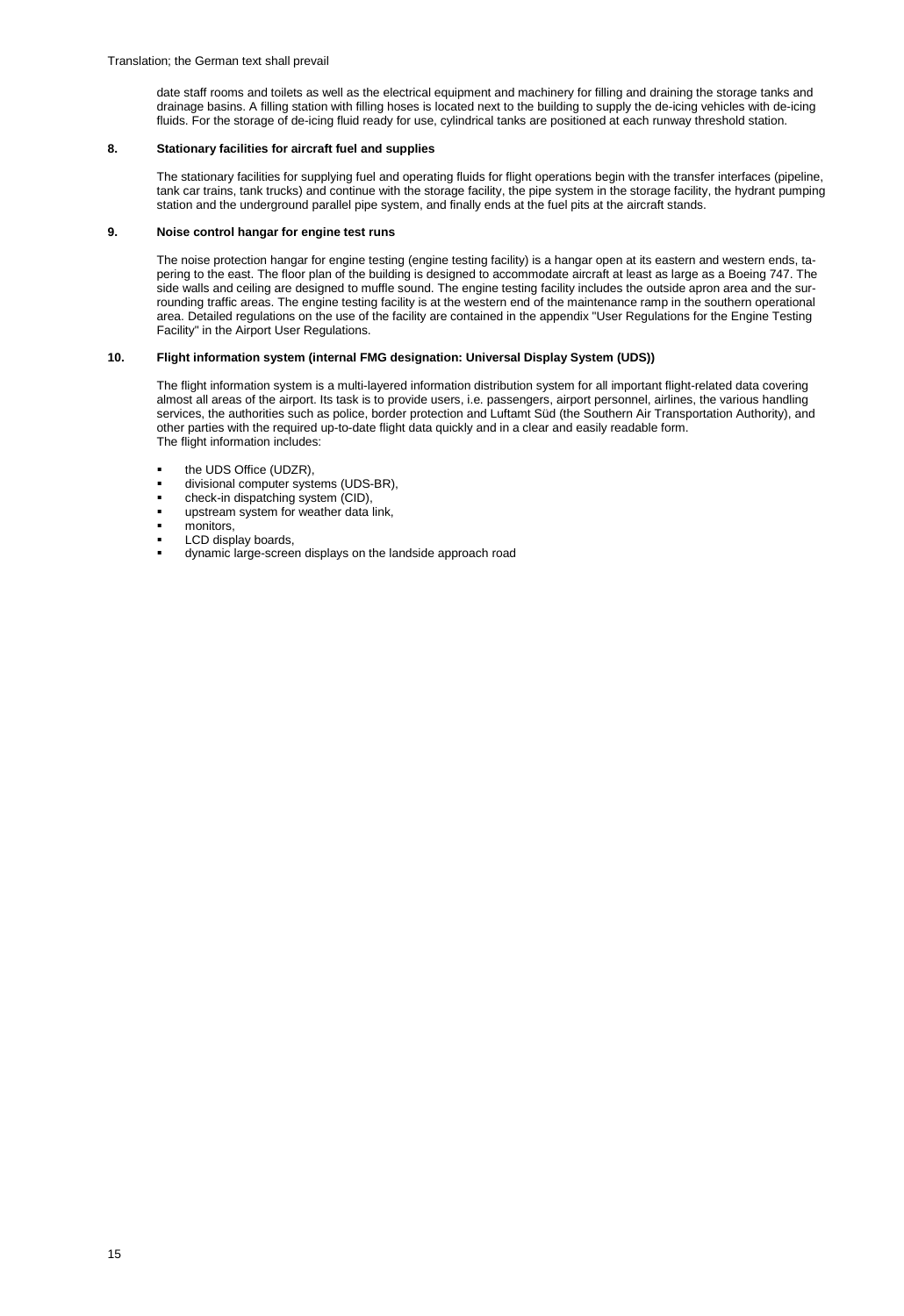date staff rooms and toilets as well as the electrical equipment and machinery for filling and draining the storage tanks and drainage basins. A filling station with filling hoses is located next to the building to supply the de-icing vehicles with de-icing fluids. For the storage of de-icing fluid ready for use, cylindrical tanks are positioned at each runway threshold station.

## 8. Stationary facilities for aircraft fuel and supplies

The stationary facilities for supplying fuel and operating fluids for flight operations begin with the transfer interfaces (pipeline, tank car trains, tank trucks) and continue with the storage facility, the pipe system in the storage facility, the hydrant pumping station and the underground parallel pipe system, and finally ends at the fuel pits at the aircraft stands.

## 9. Noise control hangar for engine test runs

The noise protection hangar for engine testing (engine testing facility) is a hangar open at its eastern and western ends, tapering to the east. The floor plan of the building is designed to accommodate aircraft at least as large as a Boeing 747. The side walls and ceiling are designed to muffle sound. The engine testing facility includes the outside apron area and the surrounding traffic areas. The engine testing facility is at the western end of the maintenance ramp in the southern operational area. Detailed regulations on the use of the facility are contained in the appendix "User Regulations for the Engine Testing Facility" in the Airport User Regulations.

## 10. Flight information system (internal FMG designation: Universal Display System (UDS))

The flight information system is a multi-layered information distribution system for all important flight-related data covering almost all areas of the airport. Its task is to provide users, i.e. passengers, airport personnel, airlines, the various handling services, the authorities such as police, border protection and Luftamt Süd (the Southern Air Transportation Authority), and other parties with the required up-to-date flight data quickly and in a clear and easily readable form.
The flight information includes:

- the UDS Office (UDZR),
- divisional computer systems (UDS-BR),
- check-in dispatching system (CID),
- upstream system for weather data link,
- monitors,
- LCD display boards,
- dynamic large-screen displays on the landside approach road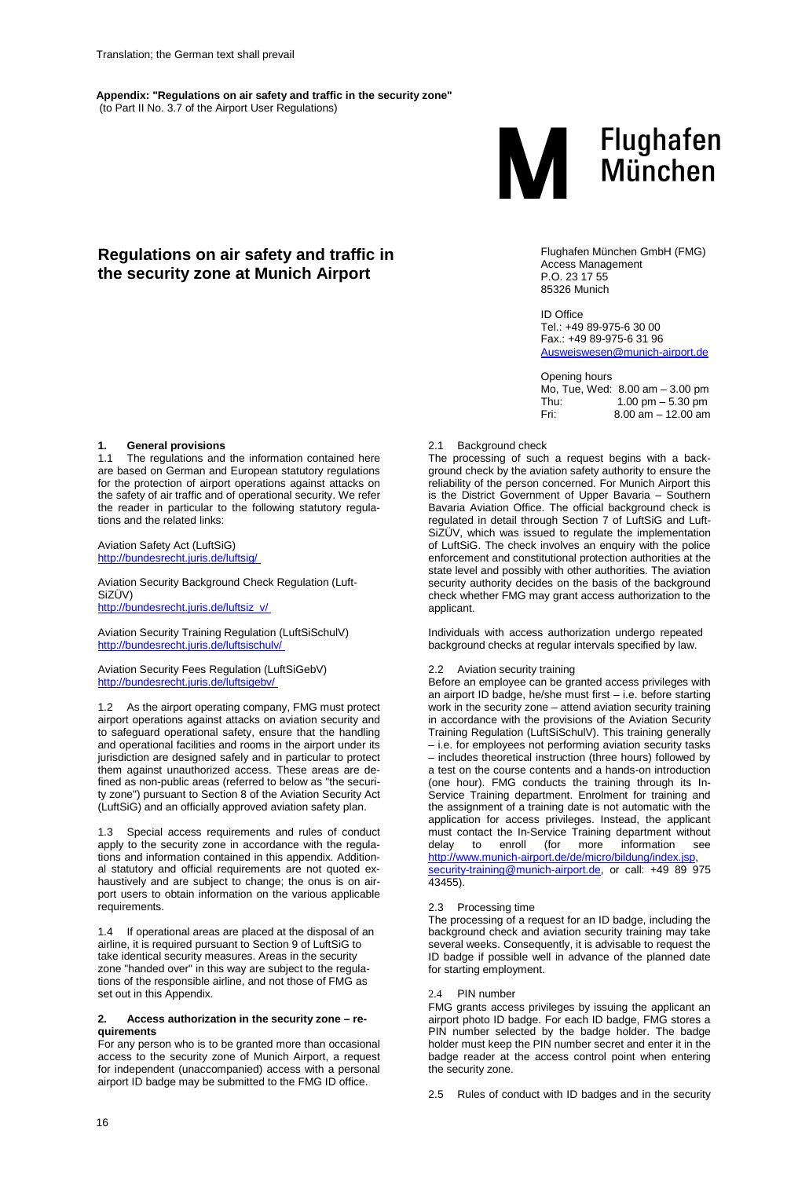Translation; the German text shall prevail

**Appendix: "Regulations on air safety and traffic in the security zone"**
(to Part II No. 3.7 of the Airport User Regulations)

Flughafen München

# Regulations on air safety and traffic in the security zone at Munich Airport

Flughafen München GmbH (FMG)
Access Management
P.O. 23 17 55
85326 Munich

ID Office
Tel.: +49 89-975-6 30 00
Fax.: +49 89-975-6 31 96
Ausweiswesen@munich-airport.de

Opening hours
Mo, Tue, Wed: 8.00 am – 3.00 pm
Thu: 1.00 pm – 5.30 pm
Fri: 8.00 am – 12.00 am

## 1. General provisions

1.1 The regulations and the information contained here are based on German and European statutory regulations for the protection of airport operations against attacks on the safety of air traffic and of operational security. We refer the reader in particular to the following statutory regulations and the related links:

Aviation Safety Act (LuftSiG)
http://bundesrecht.juris.de/luftsig/

Aviation Security Background Check Regulation (LuftSiZÜV)
http://bundesrecht.juris.de/luftsiz_v/

Aviation Security Training Regulation (LuftSiSchulV)
http://bundesrecht.juris.de/luftsischulv/

Aviation Security Fees Regulation (LuftSiGebV)
http://bundesrecht.juris.de/luftsigebv/

1.2 As the airport operating company, FMG must protect airport operations against attacks on aviation security and to safeguard operational safety, ensure that the handling and operational facilities and rooms in the airport under its jurisdiction are designed safely and in particular to protect them against unauthorized access. These areas are defined as non-public areas (referred to below as "the security zone") pursuant to Section 8 of the Aviation Security Act (LuftSiG) and an officially approved aviation safety plan.

1.3 Special access requirements and rules of conduct apply to the security zone in accordance with the regulations and information contained in this appendix. Additional statutory and official requirements are not quoted exhaustively and are subject to change; the onus is on airport users to obtain information on the various applicable requirements.

1.4 If operational areas are placed at the disposal of an airline, it is required pursuant to Section 9 of LuftSiG to take identical security measures. Areas in the security zone "handed over" in this way are subject to the regulations of the responsible airline, and not those of FMG as set out in this Appendix.

## 2. Access authorization in the security zone – requirements

For any person who is to be granted more than occasional access to the security zone of Munich Airport, a request for independent (unaccompanied) access with a personal airport ID badge may be submitted to the FMG ID office.

### 2.1 Background check

The processing of such a request begins with a background check by the aviation safety authority to ensure the reliability of the person concerned. For Munich Airport this is the District Government of Upper Bavaria – Southern Bavaria Aviation Office. The official background check is regulated in detail through Section 7 of LuftSiG and LuftSiZÜV, which was issued to regulate the implementation of LuftSiG. The check involves an enquiry with the police enforcement and constitutional protection authorities at the state level and possibly with other authorities. The aviation security authority decides on the basis of the background check whether FMG may grant access authorization to the applicant.

Individuals with access authorization undergo repeated background checks at regular intervals specified by law.

### 2.2 Aviation security training

Before an employee can be granted access privileges with an airport ID badge, he/she must first – i.e. before starting work in the security zone – attend aviation security training in accordance with the provisions of the Aviation Security Training Regulation (LuftSiSchulV). This training generally – i.e. for employees not performing aviation security tasks – includes theoretical instruction (three hours) followed by a test on the course contents and a hands-on introduction (one hour). FMG conducts the training through its In-Service Training department. Enrolment for training and the assignment of a training date is not automatic with the application for access privileges. Instead, the applicant must contact the In-Service Training department without delay to enroll (for more information see http://www.munich-airport.de/de/micro/bildung/index.jsp, security-training@munich-airport.de, or call: +49 89 975 43455).

### 2.3 Processing time

The processing of a request for an ID badge, including the background check and aviation security training may take several weeks. Consequently, it is advisable to request the ID badge if possible well in advance of the planned date for starting employment.

### 2.4 PIN number

FMG grants access privileges by issuing the applicant an airport photo ID badge. For each ID badge, FMG stores a PIN number selected by the badge holder. The badge holder must keep the PIN number secret and enter it in the badge reader at the access control point when entering the security zone.

2.5 Rules of conduct with ID badges and in the security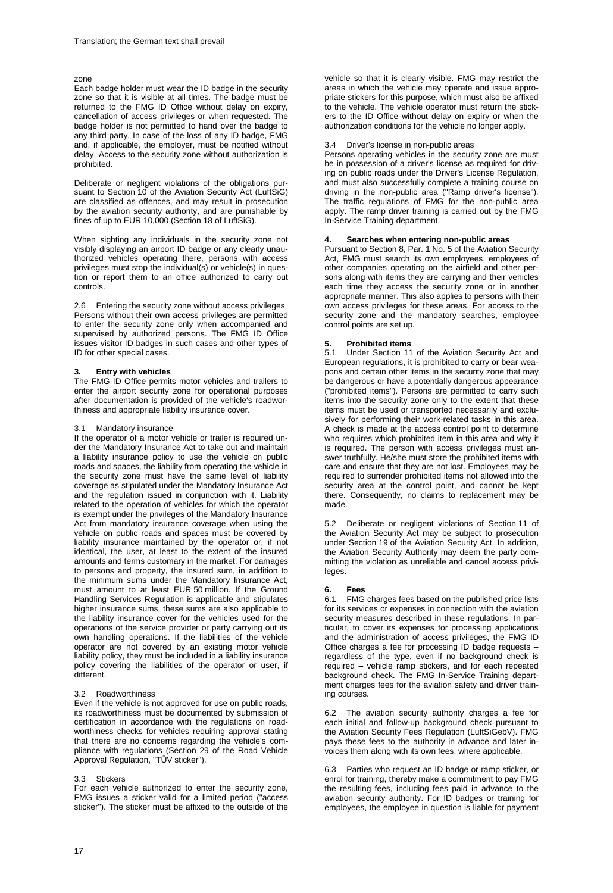zone

Each badge holder must wear the ID badge in the security zone so that it is visible at all times. The badge must be returned to the FMG ID Office without delay on expiry, cancellation of access privileges or when requested. The badge holder is not permitted to hand over the badge to any third party. In case of the loss of any ID badge, FMG and, if applicable, the employer, must be notified without delay. Access to the security zone without authorization is prohibited.

Deliberate or negligent violations of the obligations pursuant to Section 10 of the Aviation Security Act (LuftSiG) are classified as offences, and may result in prosecution by the aviation security authority, and are punishable by fines of up to EUR 10,000 (Section 18 of LuftSiG).

When sighting any individuals in the security zone not visibly displaying an airport ID badge or any clearly unauthorized vehicles operating there, persons with access privileges must stop the individual(s) or vehicle(s) in question or report them to an office authorized to carry out controls.

2.6 Entering the security zone without access privileges

Persons without their own access privileges are permitted to enter the security zone only when accompanied and supervised by authorized persons. The FMG ID Office issues visitor ID badges in such cases and other types of ID for other special cases.

## 3. Entry with vehicles

The FMG ID Office permits motor vehicles and trailers to enter the airport security zone for operational purposes after documentation is provided of the vehicle's roadworthiness and appropriate liability insurance cover.

3.1 Mandatory insurance

If the operator of a motor vehicle or trailer is required under the Mandatory Insurance Act to take out and maintain a liability insurance policy to use the vehicle on public roads and spaces, the liability from operating the vehicle in the security zone must have the same level of liability coverage as stipulated under the Mandatory Insurance Act and the regulation issued in conjunction with it. Liability related to the operation of vehicles for which the operator is exempt under the privileges of the Mandatory Insurance Act from mandatory insurance coverage when using the vehicle on public roads and spaces must be covered by liability insurance maintained by the operator or, if not identical, the user, at least to the extent of the insured amounts and terms customary in the market. For damages to persons and property, the insured sum, in addition to the minimum sums under the Mandatory Insurance Act, must amount to at least EUR 50 million. If the Ground Handling Services Regulation is applicable and stipulates higher insurance sums, these sums are also applicable to the liability insurance cover for the vehicles used for the operations of the service provider or party carrying out its own handling operations. If the liabilities of the vehicle operator are not covered by an existing motor vehicle liability policy, they must be included in a liability insurance policy covering the liabilities of the operator or user, if different.

3.2 Roadworthiness

Even if the vehicle is not approved for use on public roads, its roadworthiness must be documented by submission of certification in accordance with the regulations on roadworthiness checks for vehicles requiring approval stating that there are no concerns regarding the vehicle's compliance with regulations (Section 29 of the Road Vehicle Approval Regulation, "TÜV sticker").

3.3 Stickers

For each vehicle authorized to enter the security zone, FMG issues a sticker valid for a limited period ("access sticker"). The sticker must be affixed to the outside of the vehicle so that it is clearly visible. FMG may restrict the areas in which the vehicle may operate and issue appropriate stickers for this purpose, which must also be affixed to the vehicle. The vehicle operator must return the stickers to the ID Office without delay on expiry or when the authorization conditions for the vehicle no longer apply.

3.4 Driver's license in non-public areas

Persons operating vehicles in the security zone are must be in possession of a driver's license as required for driving on public roads under the Driver's License Regulation, and must also successfully complete a training course on driving in the non-public area ("Ramp driver's license"). The traffic regulations of FMG for the non-public area apply. The ramp driver training is carried out by the FMG In-Service Training department.

## 4. Searches when entering non-public areas

Pursuant to Section 8, Par. 1 No. 5 of the Aviation Security Act, FMG must search its own employees, employees of other companies operating on the airfield and other persons along with items they are carrying and their vehicles each time they access the security zone or in another appropriate manner. This also applies to persons with their own access privileges for these areas. For access to the security zone and the mandatory searches, employee control points are set up.

## 5. Prohibited items

5.1 Under Section 11 of the Aviation Security Act and European regulations, it is prohibited to carry or bear weapons and certain other items in the security zone that may be dangerous or have a potentially dangerous appearance ("prohibited items"). Persons are permitted to carry such items into the security zone only to the extent that these items must be used or transported necessarily and exclusively for performing their work-related tasks in this area. A check is made at the access control point to determine who requires which prohibited item in this area and why it is required. The person with access privileges must answer truthfully. He/she must store the prohibited items with care and ensure that they are not lost. Employees may be required to surrender prohibited items not allowed into the security area at the control point, and cannot be kept there. Consequently, no claims to replacement may be made.

5.2 Deliberate or negligent violations of Section 11 of the Aviation Security Act may be subject to prosecution under Section 19 of the Aviation Security Act. In addition, the Aviation Security Authority may deem the party committing the violation as unreliable and cancel access privileges.

## 6. Fees

6.1 FMG charges fees based on the published price lists for its services or expenses in connection with the aviation security measures described in these regulations. In particular, to cover its expenses for processing applications and the administration of access privileges, the FMG ID Office charges a fee for processing ID badge requests – regardless of the type, even if no background check is required – vehicle ramp stickers, and for each repeated background check. The FMG In-Service Training department charges fees for the aviation safety and driver training courses.

6.2 The aviation security authority charges a fee for each initial and follow-up background check pursuant to the Aviation Security Fees Regulation (LuftSiGebV). FMG pays these fees to the authority in advance and later invoices them along with its own fees, where applicable.

6.3 Parties who request an ID badge or ramp sticker, or enrol for training, thereby make a commitment to pay FMG the resulting fees, including fees paid in advance to the aviation security authority. For ID badges or training for employees, the employee in question is liable for payment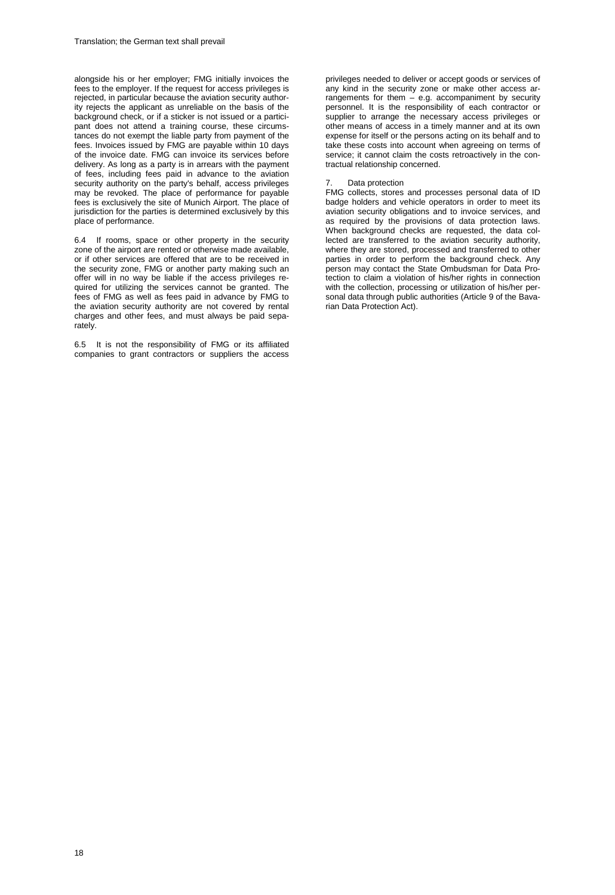alongside his or her employer; FMG initially invoices the fees to the employer. If the request for access privileges is rejected, in particular because the aviation security authority rejects the applicant as unreliable on the basis of the background check, or if a sticker is not issued or a participant does not attend a training course, these circumstances do not exempt the liable party from payment of the fees. Invoices issued by FMG are payable within 10 days of the invoice date. FMG can invoice its services before delivery. As long as a party is in arrears with the payment of fees, including fees paid in advance to the aviation security authority on the party's behalf, access privileges may be revoked. The place of performance for payable fees is exclusively the site of Munich Airport. The place of jurisdiction for the parties is determined exclusively by this place of performance.

6.4 If rooms, space or other property in the security zone of the airport are rented or otherwise made available, or if other services are offered that are to be received in the security zone, FMG or another party making such an offer will in no way be liable if the access privileges required for utilizing the services cannot be granted. The fees of FMG as well as fees paid in advance by FMG to the aviation security authority are not covered by rental charges and other fees, and must always be paid separately.

6.5 It is not the responsibility of FMG or its affiliated companies to grant contractors or suppliers the access privileges needed to deliver or accept goods or services of any kind in the security zone or make other access arrangements for them – e.g. accompaniment by security personnel. It is the responsibility of each contractor or supplier to arrange the necessary access privileges or other means of access in a timely manner and at its own expense for itself or the persons acting on its behalf and to take these costs into account when agreeing on terms of service; it cannot claim the costs retroactively in the contractual relationship concerned.

## 7. Data protection

FMG collects, stores and processes personal data of ID badge holders and vehicle operators in order to meet its aviation security obligations and to invoice services, and as required by the provisions of data protection laws. When background checks are requested, the data collected are transferred to the aviation security authority, where they are stored, processed and transferred to other parties in order to perform the background check. Any person may contact the State Ombudsman for Data Protection to claim a violation of his/her rights in connection with the collection, processing or utilization of his/her personal data through public authorities (Article 9 of the Bavarian Data Protection Act).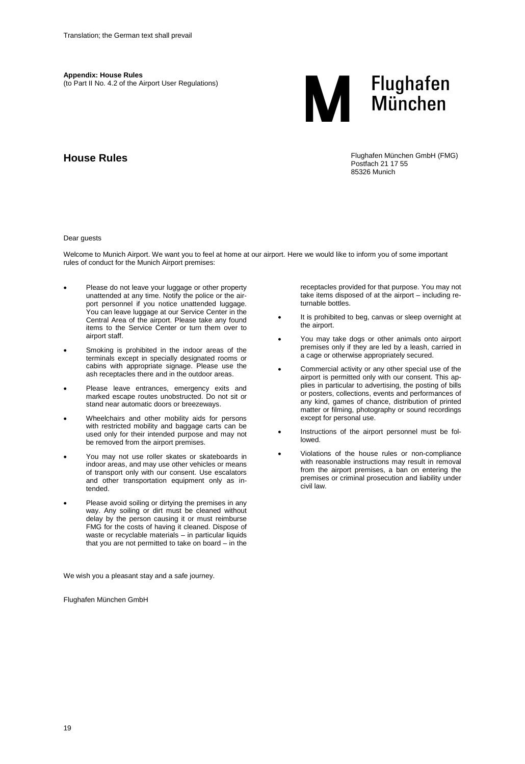Translation; the German text shall prevail

**Appendix: House Rules**
(to Part II No. 4.2 of the Airport User Regulations)

Flughafen München

## House Rules

Flughafen München GmbH (FMG)
Postfach 21 17 55
85326 Munich

Dear guests

Welcome to Munich Airport. We want you to feel at home at our airport. Here we would like to inform you of some important rules of conduct for the Munich Airport premises:

- Please do not leave your luggage or other property unattended at any time. Notify the police or the airport personnel if you notice unattended luggage. You can leave luggage at our Service Center in the Central Area of the airport. Please take any found items to the Service Center or turn them over to airport staff.
- Smoking is prohibited in the indoor areas of the terminals except in specially designated rooms or cabins with appropriate signage. Please use the ash receptacles there and in the outdoor areas.
- Please leave entrances, emergency exits and marked escape routes unobstructed. Do not sit or stand near automatic doors or breezeways.
- Wheelchairs and other mobility aids for persons with restricted mobility and baggage carts can be used only for their intended purpose and may not be removed from the airport premises.
- You may not use roller skates or skateboards in indoor areas, and may use other vehicles or means of transport only with our consent. Use escalators and other transportation equipment only as intended.
- Please avoid soiling or dirtying the premises in any way. Any soiling or dirt must be cleaned without delay by the person causing it or must reimburse FMG for the costs of having it cleaned. Dispose of waste or recyclable materials – in particular liquids that you are not permitted to take on board – in the receptacles provided for that purpose. You may not take items disposed of at the airport – including returnable bottles.
- It is prohibited to beg, canvas or sleep overnight at the airport.
- You may take dogs or other animals onto airport premises only if they are led by a leash, carried in a cage or otherwise appropriately secured.
- Commercial activity or any other special use of the airport is permitted only with our consent. This applies in particular to advertising, the posting of bills or posters, collections, events and performances of any kind, games of chance, distribution of printed matter or filming, photography or sound recordings except for personal use.
- Instructions of the airport personnel must be followed.
- Violations of the house rules or non-compliance with reasonable instructions may result in removal from the airport premises, a ban on entering the premises or criminal prosecution and liability under civil law.

We wish you a pleasant stay and a safe journey.

Flughafen München GmbH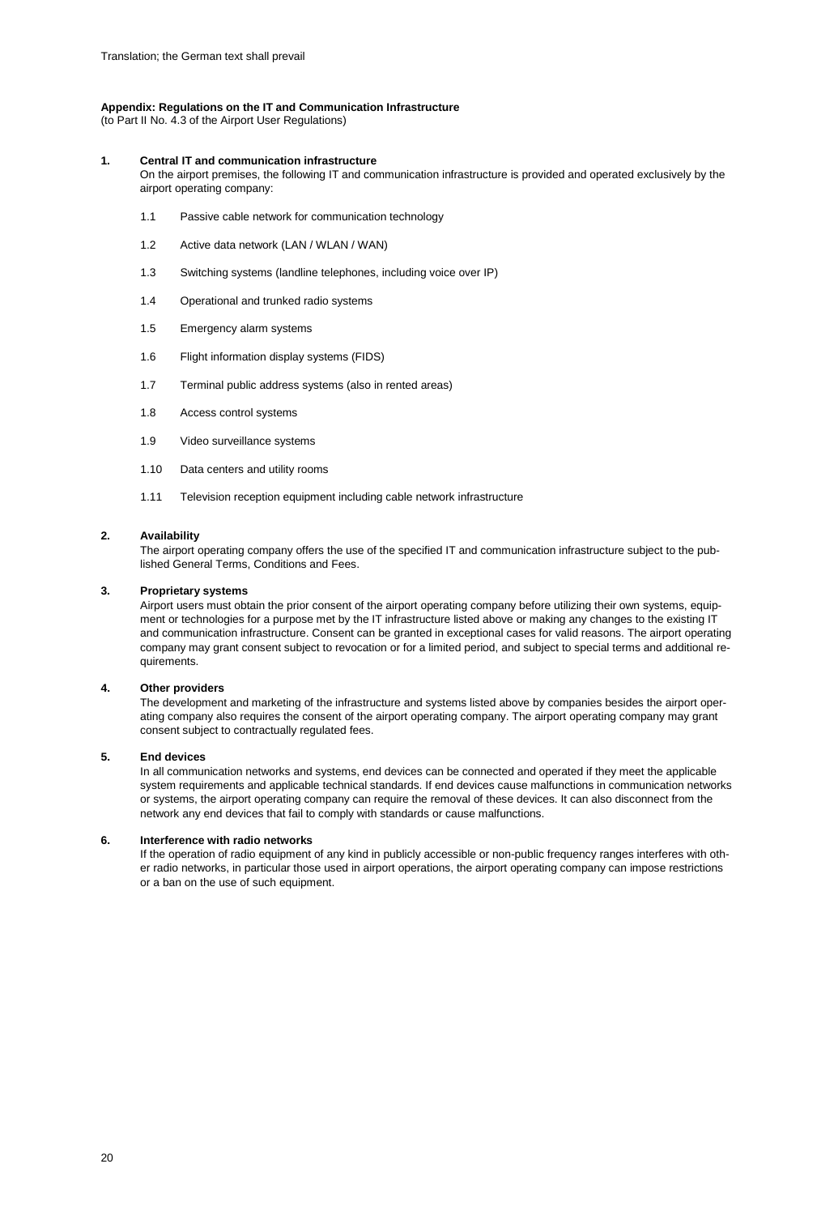Translation; the German text shall prevail

**Appendix: Regulations on the IT and Communication Infrastructure**
(to Part II No. 4.3 of the Airport User Regulations)

**1. Central IT and communication infrastructure**

On the airport premises, the following IT and communication infrastructure is provided and operated exclusively by the airport operating company:

1.1 Passive cable network for communication technology

1.2 Active data network (LAN / WLAN / WAN)

1.3 Switching systems (landline telephones, including voice over IP)

1.4 Operational and trunked radio systems

1.5 Emergency alarm systems

1.6 Flight information display systems (FIDS)

1.7 Terminal public address systems (also in rented areas)

1.8 Access control systems

1.9 Video surveillance systems

1.10 Data centers and utility rooms

1.11 Television reception equipment including cable network infrastructure

**2. Availability**

The airport operating company offers the use of the specified IT and communication infrastructure subject to the published General Terms, Conditions and Fees.

**3. Proprietary systems**

Airport users must obtain the prior consent of the airport operating company before utilizing their own systems, equipment or technologies for a purpose met by the IT infrastructure listed above or making any changes to the existing IT and communication infrastructure. Consent can be granted in exceptional cases for valid reasons. The airport operating company may grant consent subject to revocation or for a limited period, and subject to special terms and additional requirements.

**4. Other providers**

The development and marketing of the infrastructure and systems listed above by companies besides the airport operating company also requires the consent of the airport operating company. The airport operating company may grant consent subject to contractually regulated fees.

**5. End devices**

In all communication networks and systems, end devices can be connected and operated if they meet the applicable system requirements and applicable technical standards. If end devices cause malfunctions in communication networks or systems, the airport operating company can require the removal of these devices. It can also disconnect from the network any end devices that fail to comply with standards or cause malfunctions.

**6. Interference with radio networks**

If the operation of radio equipment of any kind in publicly accessible or non-public frequency ranges interferes with other radio networks, in particular those used in airport operations, the airport operating company can impose restrictions or a ban on the use of such equipment.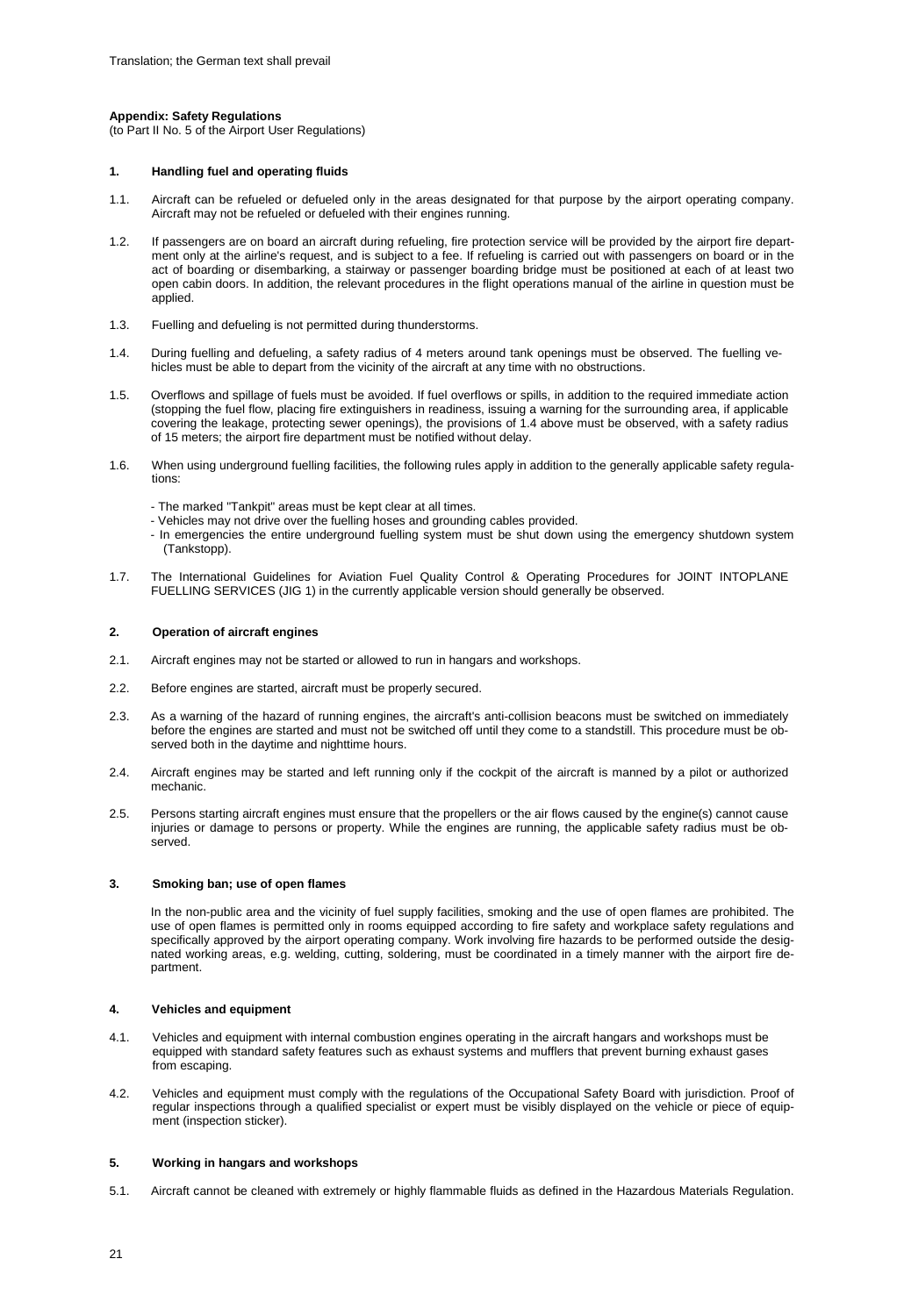Translation; the German text shall prevail

**Appendix: Safety Regulations**
(to Part II No. 5 of the Airport User Regulations)

## 1. Handling fuel and operating fluids

1.1. Aircraft can be refueled or defueled only in the areas designated for that purpose by the airport operating company. Aircraft may not be refueled or defueled with their engines running.

1.2. If passengers are on board an aircraft during refueling, fire protection service will be provided by the airport fire department only at the airline's request, and is subject to a fee. If refueling is carried out with passengers on board or in the act of boarding or disembarking, a stairway or passenger boarding bridge must be positioned at each of at least two open cabin doors. In addition, the relevant procedures in the flight operations manual of the airline in question must be applied.

1.3. Fuelling and defueling is not permitted during thunderstorms.

1.4. During fuelling and defueling, a safety radius of 4 meters around tank openings must be observed. The fuelling vehicles must be able to depart from the vicinity of the aircraft at any time with no obstructions.

1.5. Overflows and spillage of fuels must be avoided. If fuel overflows or spills, in addition to the required immediate action (stopping the fuel flow, placing fire extinguishers in readiness, issuing a warning for the surrounding area, if applicable covering the leakage, protecting sewer openings), the provisions of 1.4 above must be observed, with a safety radius of 15 meters; the airport fire department must be notified without delay.

1.6. When using underground fuelling facilities, the following rules apply in addition to the generally applicable safety regulations:

- The marked "Tankpit" areas must be kept clear at all times.
- Vehicles may not drive over the fuelling hoses and grounding cables provided.
- In emergencies the entire underground fuelling system must be shut down using the emergency shutdown system (Tankstopp).

1.7. The International Guidelines for Aviation Fuel Quality Control & Operating Procedures for JOINT INTOPLANE FUELLING SERVICES (JIG 1) in the currently applicable version should generally be observed.

## 2. Operation of aircraft engines

2.1. Aircraft engines may not be started or allowed to run in hangars and workshops.

2.2. Before engines are started, aircraft must be properly secured.

2.3. As a warning of the hazard of running engines, the aircraft's anti-collision beacons must be switched on immediately before the engines are started and must not be switched off until they come to a standstill. This procedure must be observed both in the daytime and nighttime hours.

2.4. Aircraft engines may be started and left running only if the cockpit of the aircraft is manned by a pilot or authorized mechanic.

2.5. Persons starting aircraft engines must ensure that the propellers or the air flows caused by the engine(s) cannot cause injuries or damage to persons or property. While the engines are running, the applicable safety radius must be observed.

## 3. Smoking ban; use of open flames

In the non-public area and the vicinity of fuel supply facilities, smoking and the use of open flames are prohibited. The use of open flames is permitted only in rooms equipped according to fire safety and workplace safety regulations and specifically approved by the airport operating company. Work involving fire hazards to be performed outside the designated working areas, e.g. welding, cutting, soldering, must be coordinated in a timely manner with the airport fire department.

## 4. Vehicles and equipment

4.1. Vehicles and equipment with internal combustion engines operating in the aircraft hangars and workshops must be equipped with standard safety features such as exhaust systems and mufflers that prevent burning exhaust gases from escaping.

4.2. Vehicles and equipment must comply with the regulations of the Occupational Safety Board with jurisdiction. Proof of regular inspections through a qualified specialist or expert must be visibly displayed on the vehicle or piece of equipment (inspection sticker).

## 5. Working in hangars and workshops

5.1. Aircraft cannot be cleaned with extremely or highly flammable fluids as defined in the Hazardous Materials Regulation.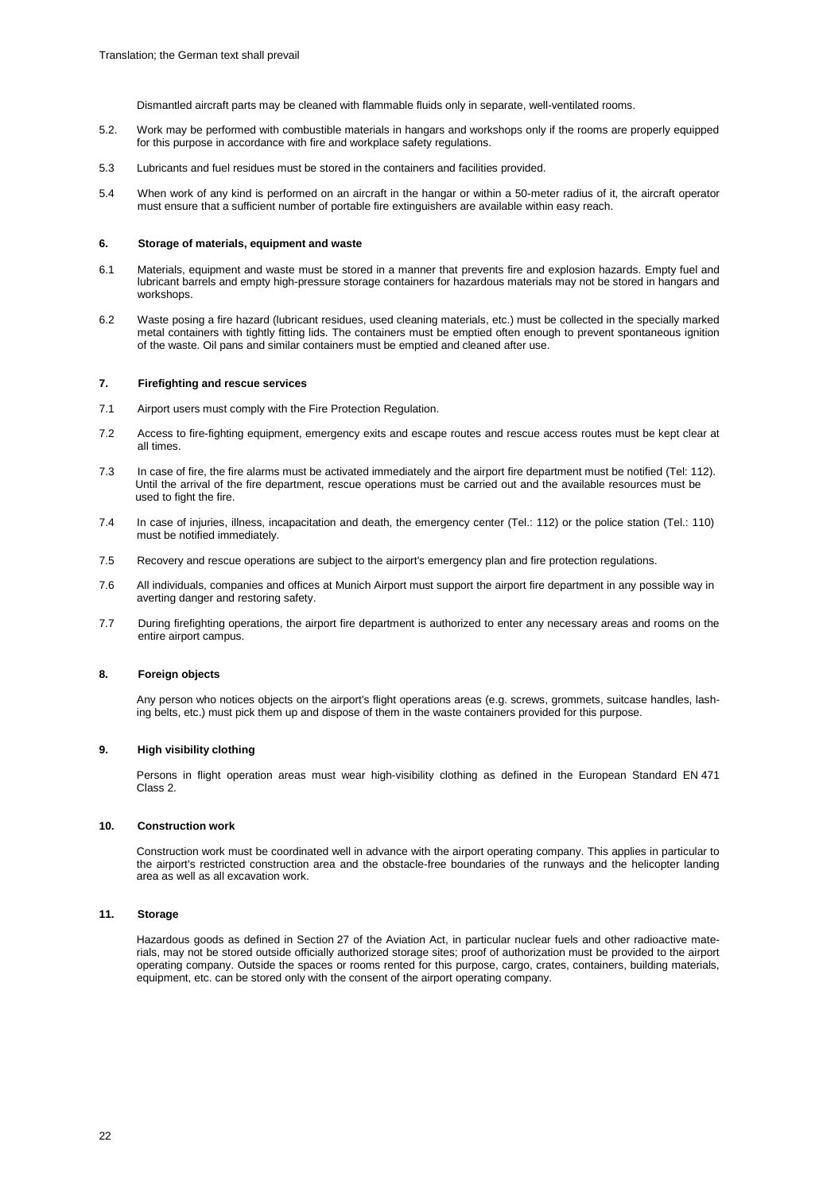Dismantled aircraft parts may be cleaned with flammable fluids only in separate, well-ventilated rooms.

5.2. Work may be performed with combustible materials in hangars and workshops only if the rooms are properly equipped for this purpose in accordance with fire and workplace safety regulations.

5.3 Lubricants and fuel residues must be stored in the containers and facilities provided.

5.4 When work of any kind is performed on an aircraft in the hangar or within a 50-meter radius of it, the aircraft operator must ensure that a sufficient number of portable fire extinguishers are available within easy reach.

## 6. Storage of materials, equipment and waste

6.1 Materials, equipment and waste must be stored in a manner that prevents fire and explosion hazards. Empty fuel and lubricant barrels and empty high-pressure storage containers for hazardous materials may not be stored in hangars and workshops.

6.2 Waste posing a fire hazard (lubricant residues, used cleaning materials, etc.) must be collected in the specially marked metal containers with tightly fitting lids. The containers must be emptied often enough to prevent spontaneous ignition of the waste. Oil pans and similar containers must be emptied and cleaned after use.

## 7. Firefighting and rescue services

7.1 Airport users must comply with the Fire Protection Regulation.

7.2 Access to fire-fighting equipment, emergency exits and escape routes and rescue access routes must be kept clear at all times.

7.3 In case of fire, the fire alarms must be activated immediately and the airport fire department must be notified (Tel: 112). Until the arrival of the fire department, rescue operations must be carried out and the available resources must be used to fight the fire.

7.4 In case of injuries, illness, incapacitation and death, the emergency center (Tel.: 112) or the police station (Tel.: 110) must be notified immediately.

7.5 Recovery and rescue operations are subject to the airport's emergency plan and fire protection regulations.

7.6 All individuals, companies and offices at Munich Airport must support the airport fire department in any possible way in averting danger and restoring safety.

7.7 During firefighting operations, the airport fire department is authorized to enter any necessary areas and rooms on the entire airport campus.

## 8. Foreign objects

Any person who notices objects on the airport's flight operations areas (e.g. screws, grommets, suitcase handles, lashing belts, etc.) must pick them up and dispose of them in the waste containers provided for this purpose.

## 9. High visibility clothing

Persons in flight operation areas must wear high-visibility clothing as defined in the European Standard EN 471 Class 2.

## 10. Construction work

Construction work must be coordinated well in advance with the airport operating company. This applies in particular to the airport's restricted construction area and the obstacle-free boundaries of the runways and the helicopter landing area as well as all excavation work.

## 11. Storage

Hazardous goods as defined in Section 27 of the Aviation Act, in particular nuclear fuels and other radioactive materials, may not be stored outside officially authorized storage sites; proof of authorization must be provided to the airport operating company. Outside the spaces or rooms rented for this purpose, cargo, crates, containers, building materials, equipment, etc. can be stored only with the consent of the airport operating company.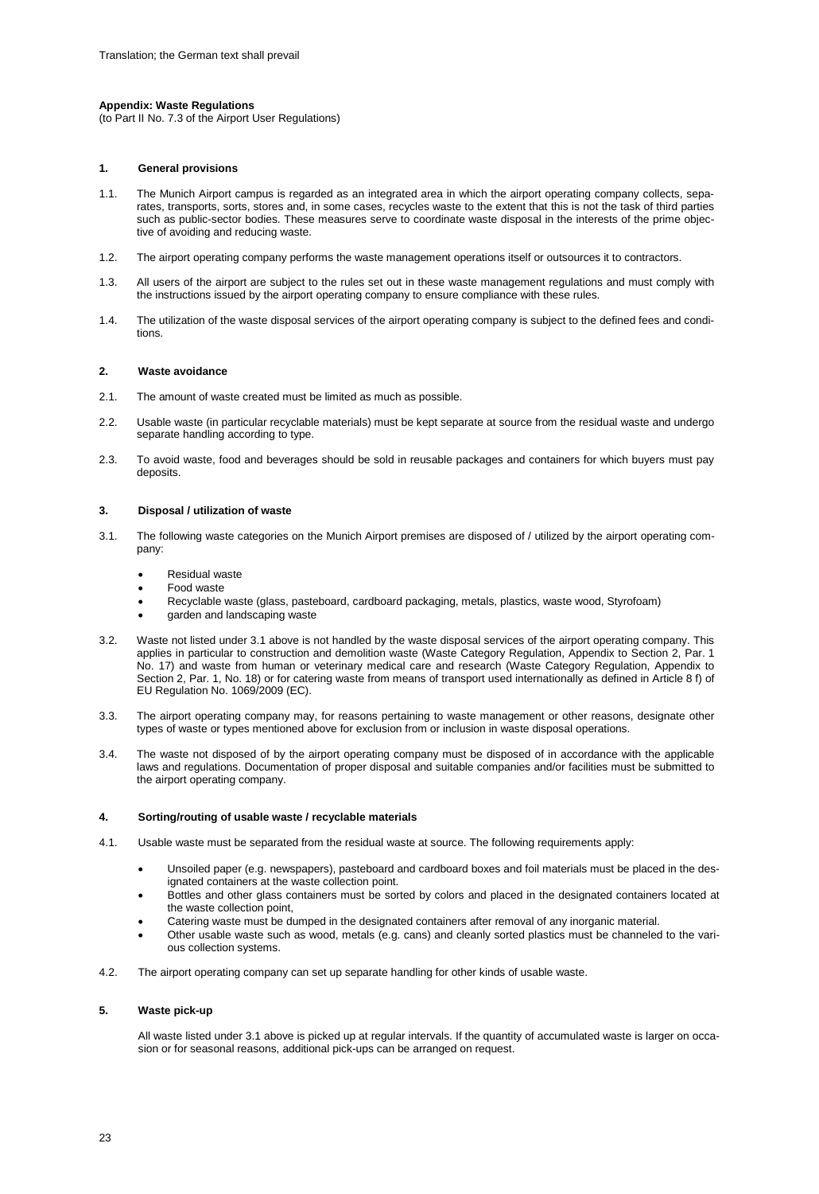Translation; the German text shall prevail

**Appendix: Waste Regulations**
(to Part II No. 7.3 of the Airport User Regulations)

## 1. General provisions

1.1. The Munich Airport campus is regarded as an integrated area in which the airport operating company collects, separates, transports, sorts, stores and, in some cases, recycles waste to the extent that this is not the task of third parties such as public-sector bodies. These measures serve to coordinate waste disposal in the interests of the prime objective of avoiding and reducing waste.

1.2. The airport operating company performs the waste management operations itself or outsources it to contractors.

1.3. All users of the airport are subject to the rules set out in these waste management regulations and must comply with the instructions issued by the airport operating company to ensure compliance with these rules.

1.4. The utilization of the waste disposal services of the airport operating company is subject to the defined fees and conditions.

## 2. Waste avoidance

2.1. The amount of waste created must be limited as much as possible.

2.2. Usable waste (in particular recyclable materials) must be kept separate at source from the residual waste and undergo separate handling according to type.

2.3. To avoid waste, food and beverages should be sold in reusable packages and containers for which buyers must pay deposits.

## 3. Disposal / utilization of waste

3.1. The following waste categories on the Munich Airport premises are disposed of / utilized by the airport operating company:

- Residual waste
- Food waste
- Recyclable waste (glass, pasteboard, cardboard packaging, metals, plastics, waste wood, Styrofoam)
- garden and landscaping waste

3.2. Waste not listed under 3.1 above is not handled by the waste disposal services of the airport operating company. This applies in particular to construction and demolition waste (Waste Category Regulation, Appendix to Section 2, Par. 1 No. 17) and waste from human or veterinary medical care and research (Waste Category Regulation, Appendix to Section 2, Par. 1, No. 18) or for catering waste from means of transport used internationally as defined in Article 8 f) of EU Regulation No. 1069/2009 (EC).

3.3. The airport operating company may, for reasons pertaining to waste management or other reasons, designate other types of waste or types mentioned above for exclusion from or inclusion in waste disposal operations.

3.4. The waste not disposed of by the airport operating company must be disposed of in accordance with the applicable laws and regulations. Documentation of proper disposal and suitable companies and/or facilities must be submitted to the airport operating company.

## 4. Sorting/routing of usable waste / recyclable materials

4.1. Usable waste must be separated from the residual waste at source. The following requirements apply:

- Unsoiled paper (e.g. newspapers), pasteboard and cardboard boxes and foil materials must be placed in the designated containers at the waste collection point.
- Bottles and other glass containers must be sorted by colors and placed in the designated containers located at the waste collection point,
- Catering waste must be dumped in the designated containers after removal of any inorganic material.
- Other usable waste such as wood, metals (e.g. cans) and cleanly sorted plastics must be channeled to the various collection systems.

4.2. The airport operating company can set up separate handling for other kinds of usable waste.

## 5. Waste pick-up

All waste listed under 3.1 above is picked up at regular intervals. If the quantity of accumulated waste is larger on occasion or for seasonal reasons, additional pick-ups can be arranged on request.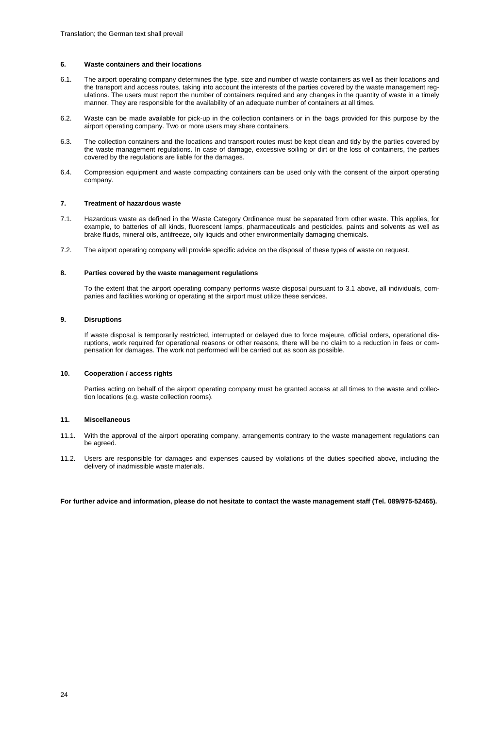## 6. Waste containers and their locations

6.1. The airport operating company determines the type, size and number of waste containers as well as their locations and the transport and access routes, taking into account the interests of the parties covered by the waste management regulations. The users must report the number of containers required and any changes in the quantity of waste in a timely manner. They are responsible for the availability of an adequate number of containers at all times.

6.2. Waste can be made available for pick-up in the collection containers or in the bags provided for this purpose by the airport operating company. Two or more users may share containers.

6.3. The collection containers and the locations and transport routes must be kept clean and tidy by the parties covered by the waste management regulations. In case of damage, excessive soiling or dirt or the loss of containers, the parties covered by the regulations are liable for the damages.

6.4. Compression equipment and waste compacting containers can be used only with the consent of the airport operating company.

## 7. Treatment of hazardous waste

7.1. Hazardous waste as defined in the Waste Category Ordinance must be separated from other waste. This applies, for example, to batteries of all kinds, fluorescent lamps, pharmaceuticals and pesticides, paints and solvents as well as brake fluids, mineral oils, antifreeze, oily liquids and other environmentally damaging chemicals.

7.2. The airport operating company will provide specific advice on the disposal of these types of waste on request.

## 8. Parties covered by the waste management regulations

To the extent that the airport operating company performs waste disposal pursuant to 3.1 above, all individuals, companies and facilities working or operating at the airport must utilize these services.

## 9. Disruptions

If waste disposal is temporarily restricted, interrupted or delayed due to force majeure, official orders, operational disruptions, work required for operational reasons or other reasons, there will be no claim to a reduction in fees or compensation for damages. The work not performed will be carried out as soon as possible.

## 10. Cooperation / access rights

Parties acting on behalf of the airport operating company must be granted access at all times to the waste and collection locations (e.g. waste collection rooms).

## 11. Miscellaneous

11.1. With the approval of the airport operating company, arrangements contrary to the waste management regulations can be agreed.

11.2. Users are responsible for damages and expenses caused by violations of the duties specified above, including the delivery of inadmissible waste materials.

**For further advice and information, please do not hesitate to contact the waste management staff (Tel. 089/975-52465).**